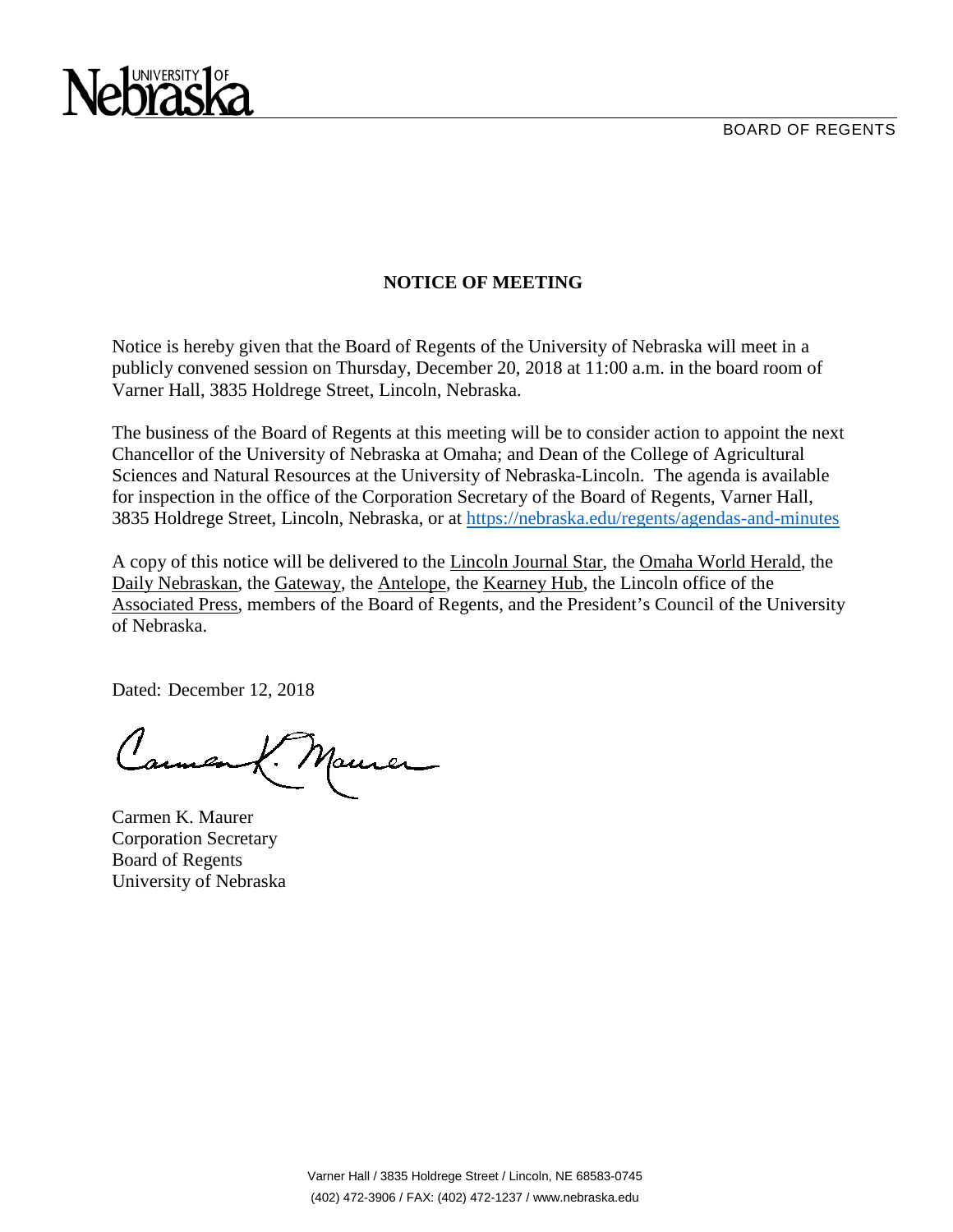University of Nebraska

BOARD OF REGENTS

## NOTICE OF MEETING

Notice is hereby given that the Board of Regents of the University of Nebraska will meet in a publicly convened session on Thursday, December 20, 2018 at 11:00 a.m. in the board room of Varner Hall, 3835 Holdrege Street, Lincoln, Nebraska.

The business of the Board of Regents at this meeting will be to consider action to appoint the next Chancellor of the University of Nebraska at Omaha; and Dean of the College of Agricultural Sciences and Natural Resources at the University of Nebraska-Lincoln. The agenda is available for inspection in the office of the Corporation Secretary of the Board of Regents, Varner Hall, 3835 Holdrege Street, Lincoln, Nebraska, or at https://nebraska.edu/regents/agendas-and-minutes

A copy of this notice will be delivered to the Lincoln Journal Star, the Omaha World Herald, the Daily Nebraskan, the Gateway, the Antelope, the Kearney Hub, the Lincoln office of the Associated Press, members of the Board of Regents, and the President's Council of the University of Nebraska.

Dated: December 12, 2018

Carmen K. Maurer
Corporation Secretary
Board of Regents
University of Nebraska

Varner Hall / 3835 Holdrege Street / Lincoln, NE 68583-0745
(402) 472-3906 / FAX: (402) 472-1237 / www.nebraska.edu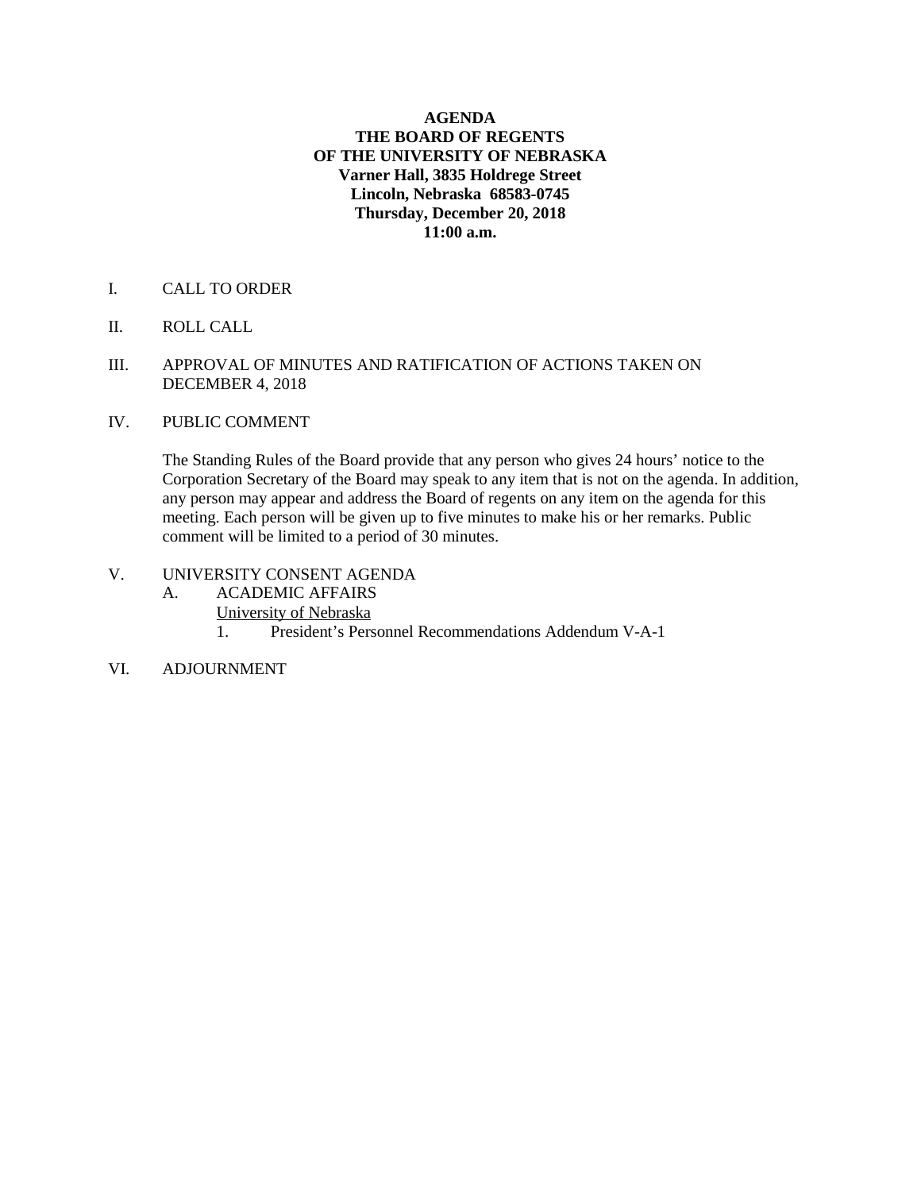**AGENDA**
**THE BOARD OF REGENTS**
**OF THE UNIVERSITY OF NEBRASKA**
**Varner Hall, 3835 Holdrege Street**
**Lincoln, Nebraska 68583-0745**
**Thursday, December 20, 2018**
**11:00 a.m.**

I. CALL TO ORDER

II. ROLL CALL

III. APPROVAL OF MINUTES AND RATIFICATION OF ACTIONS TAKEN ON DECEMBER 4, 2018

IV. PUBLIC COMMENT

The Standing Rules of the Board provide that any person who gives 24 hours' notice to the Corporation Secretary of the Board may speak to any item that is not on the agenda. In addition, any person may appear and address the Board of regents on any item on the agenda for this meeting. Each person will be given up to five minutes to make his or her remarks. Public comment will be limited to a period of 30 minutes.

V. UNIVERSITY CONSENT AGENDA

A. ACADEMIC AFFAIRS

University of Nebraska

1. President's Personnel Recommendations Addendum V-A-1

VI. ADJOURNMENT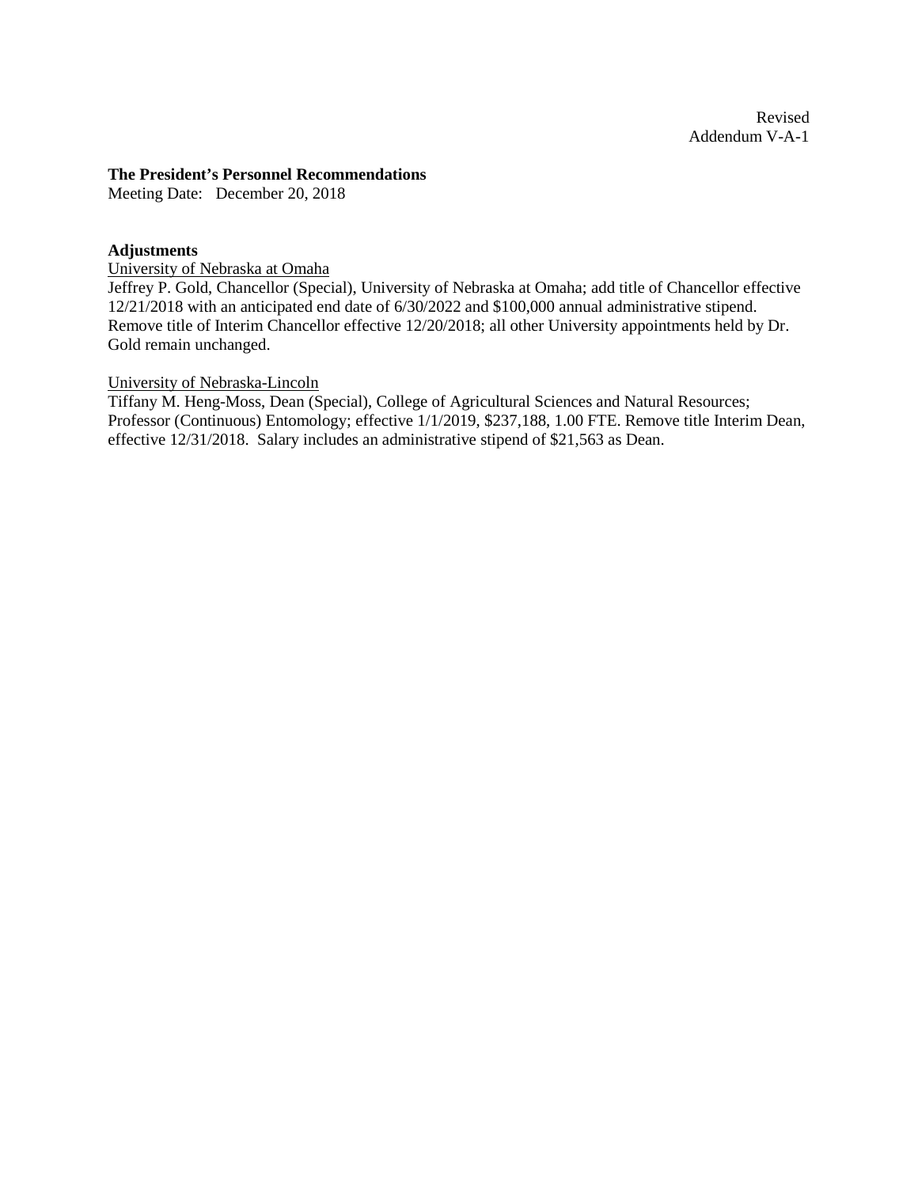Revised
Addendum V-A-1

**The President's Personnel Recommendations**
Meeting Date: December 20, 2018

**Adjustments**

University of Nebraska at Omaha

Jeffrey P. Gold, Chancellor (Special), University of Nebraska at Omaha; add title of Chancellor effective 12/21/2018 with an anticipated end date of 6/30/2022 and $100,000 annual administrative stipend. Remove title of Interim Chancellor effective 12/20/2018; all other University appointments held by Dr. Gold remain unchanged.

University of Nebraska-Lincoln

Tiffany M. Heng-Moss, Dean (Special), College of Agricultural Sciences and Natural Resources; Professor (Continuous) Entomology; effective 1/1/2019, $237,188, 1.00 FTE. Remove title Interim Dean, effective 12/31/2018. Salary includes an administrative stipend of $21,563 as Dean.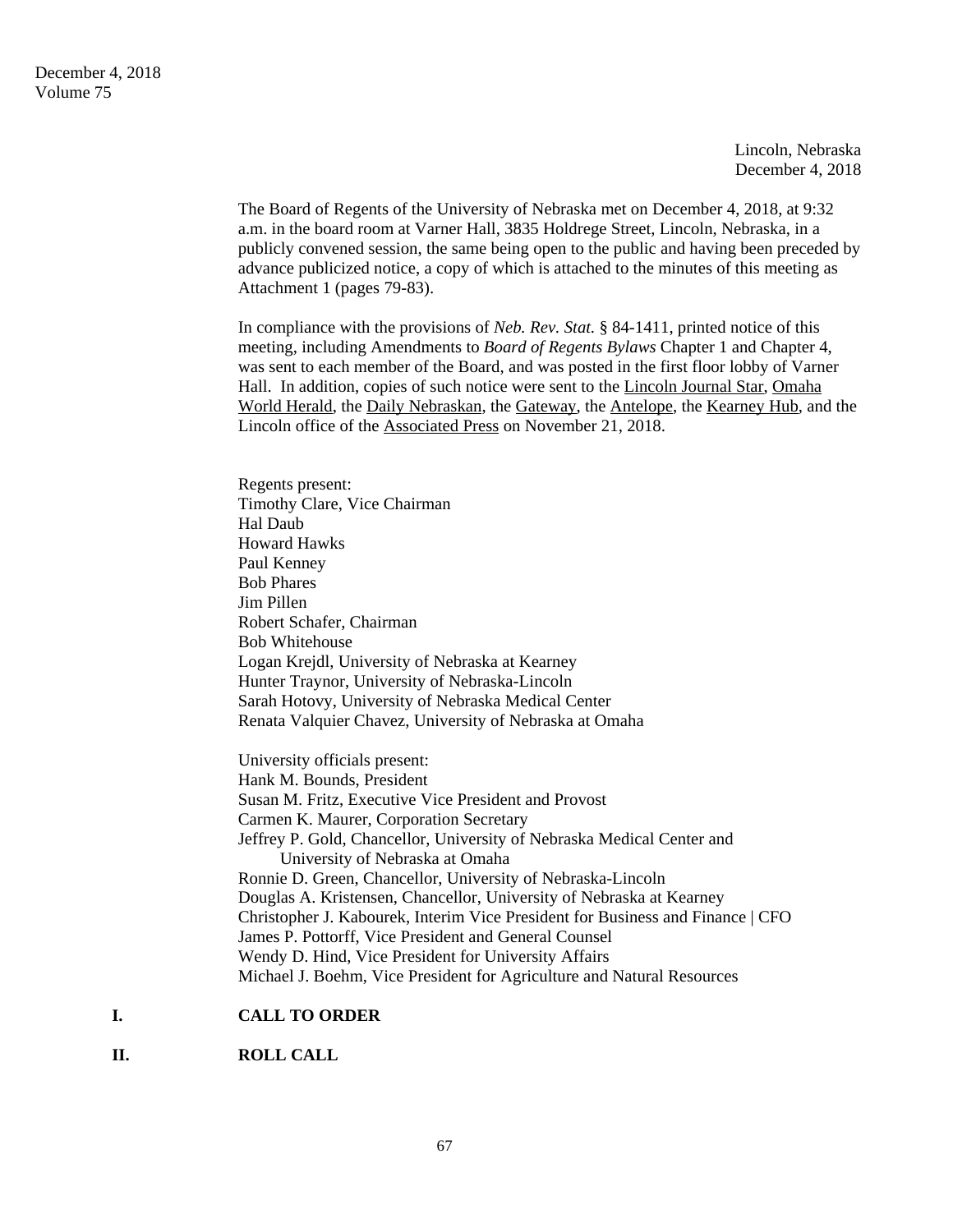December 4, 2018
Volume 75

Lincoln, Nebraska
December 4, 2018

The Board of Regents of the University of Nebraska met on December 4, 2018, at 9:32 a.m. in the board room at Varner Hall, 3835 Holdrege Street, Lincoln, Nebraska, in a publicly convened session, the same being open to the public and having been preceded by advance publicized notice, a copy of which is attached to the minutes of this meeting as Attachment 1 (pages 79-83).

In compliance with the provisions of *Neb. Rev. Stat.* § 84-1411, printed notice of this meeting, including Amendments to *Board of Regents Bylaws* Chapter 1 and Chapter 4, was sent to each member of the Board, and was posted in the first floor lobby of Varner Hall. In addition, copies of such notice were sent to the Lincoln Journal Star, Omaha World Herald, the Daily Nebraskan, the Gateway, the Antelope, the Kearney Hub, and the Lincoln office of the Associated Press on November 21, 2018.

Regents present:
Timothy Clare, Vice Chairman
Hal Daub
Howard Hawks
Paul Kenney
Bob Phares
Jim Pillen
Robert Schafer, Chairman
Bob Whitehouse
Logan Krejdl, University of Nebraska at Kearney
Hunter Traynor, University of Nebraska-Lincoln
Sarah Hotovy, University of Nebraska Medical Center
Renata Valquier Chavez, University of Nebraska at Omaha

University officials present:
Hank M. Bounds, President
Susan M. Fritz, Executive Vice President and Provost
Carmen K. Maurer, Corporation Secretary
Jeffrey P. Gold, Chancellor, University of Nebraska Medical Center and University of Nebraska at Omaha
Ronnie D. Green, Chancellor, University of Nebraska-Lincoln
Douglas A. Kristensen, Chancellor, University of Nebraska at Kearney
Christopher J. Kabourek, Interim Vice President for Business and Finance | CFO
James P. Pottorff, Vice President and General Counsel
Wendy D. Hind, Vice President for University Affairs
Michael J. Boehm, Vice President for Agriculture and Natural Resources

## I. CALL TO ORDER

## II. ROLL CALL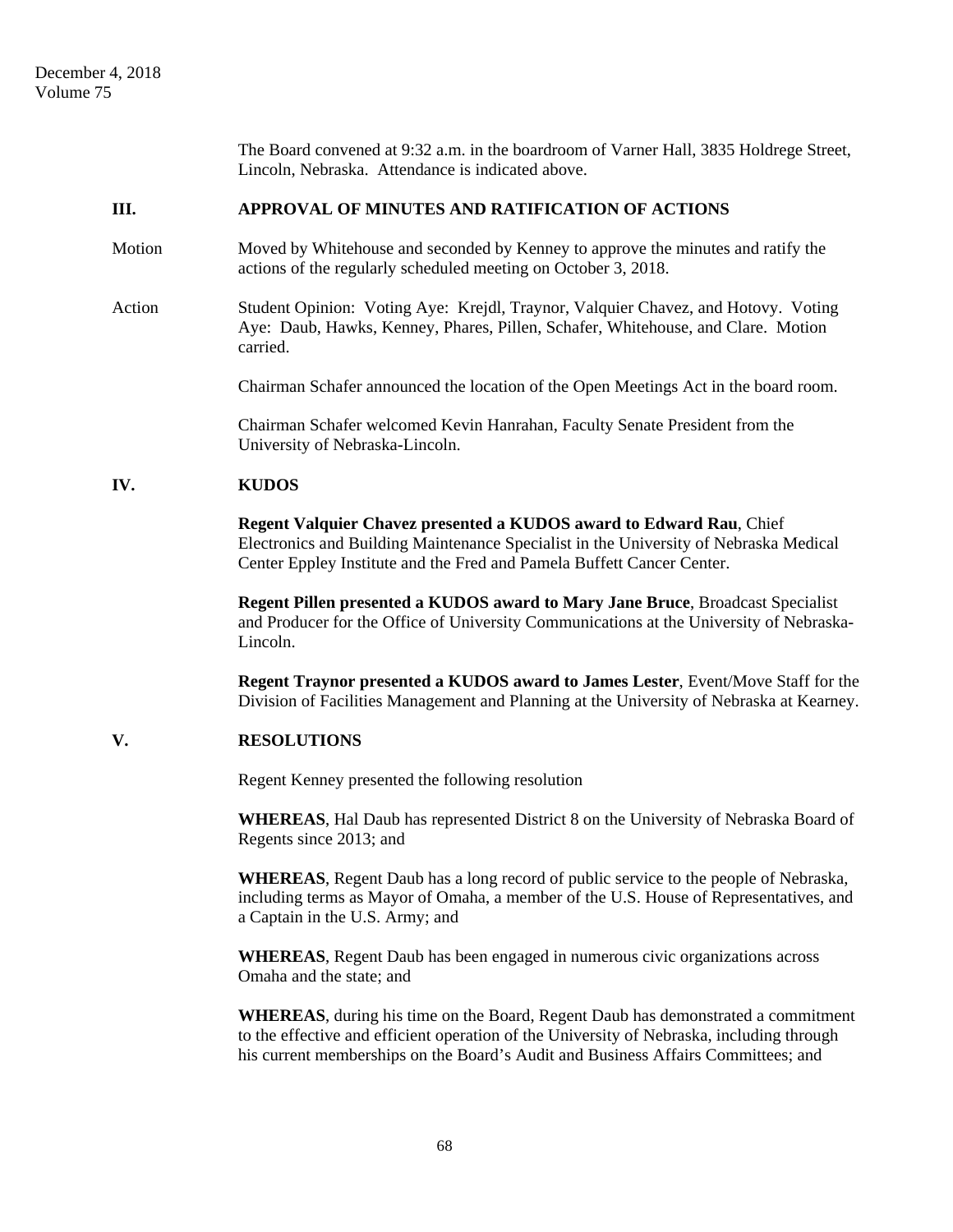The Board convened at 9:32 a.m. in the boardroom of Varner Hall, 3835 Holdrege Street, Lincoln, Nebraska. Attendance is indicated above.

## III. APPROVAL OF MINUTES AND RATIFICATION OF ACTIONS

Motion — Moved by Whitehouse and seconded by Kenney to approve the minutes and ratify the actions of the regularly scheduled meeting on October 3, 2018.

Action — Student Opinion: Voting Aye: Krejdl, Traynor, Valquier Chavez, and Hotovy. Voting Aye: Daub, Hawks, Kenney, Phares, Pillen, Schafer, Whitehouse, and Clare. Motion carried.

Chairman Schafer announced the location of the Open Meetings Act in the board room.

Chairman Schafer welcomed Kevin Hanrahan, Faculty Senate President from the University of Nebraska-Lincoln.

## IV. KUDOS

**Regent Valquier Chavez presented a KUDOS award to Edward Rau**, Chief Electronics and Building Maintenance Specialist in the University of Nebraska Medical Center Eppley Institute and the Fred and Pamela Buffett Cancer Center.

**Regent Pillen presented a KUDOS award to Mary Jane Bruce**, Broadcast Specialist and Producer for the Office of University Communications at the University of Nebraska-Lincoln.

**Regent Traynor presented a KUDOS award to James Lester**, Event/Move Staff for the Division of Facilities Management and Planning at the University of Nebraska at Kearney.

## V. RESOLUTIONS

Regent Kenney presented the following resolution

**WHEREAS**, Hal Daub has represented District 8 on the University of Nebraska Board of Regents since 2013; and

**WHEREAS**, Regent Daub has a long record of public service to the people of Nebraska, including terms as Mayor of Omaha, a member of the U.S. House of Representatives, and a Captain in the U.S. Army; and

**WHEREAS**, Regent Daub has been engaged in numerous civic organizations across Omaha and the state; and

**WHEREAS**, during his time on the Board, Regent Daub has demonstrated a commitment to the effective and efficient operation of the University of Nebraska, including through his current memberships on the Board's Audit and Business Affairs Committees; and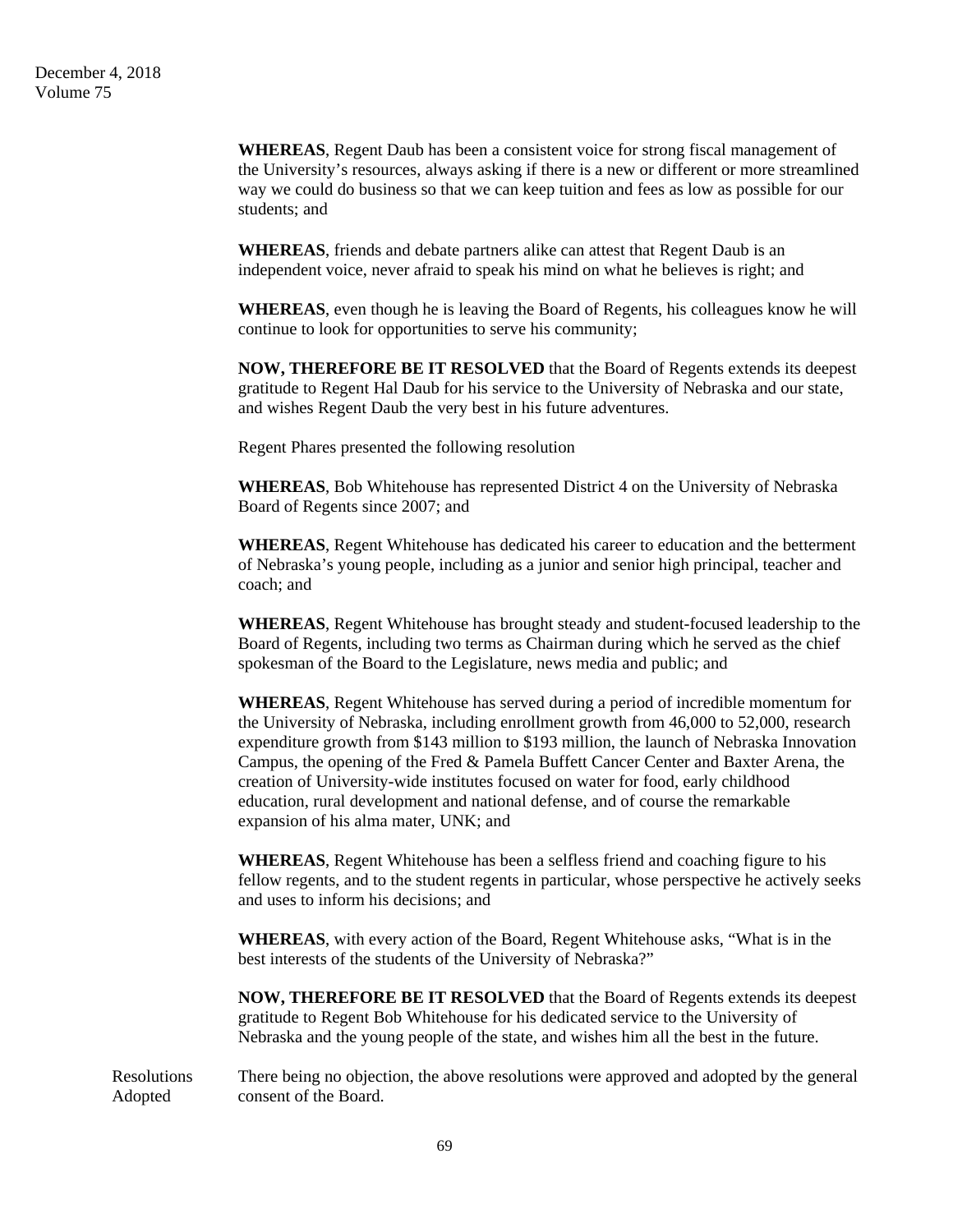**WHEREAS**, Regent Daub has been a consistent voice for strong fiscal management of the University's resources, always asking if there is a new or different or more streamlined way we could do business so that we can keep tuition and fees as low as possible for our students; and

**WHEREAS**, friends and debate partners alike can attest that Regent Daub is an independent voice, never afraid to speak his mind on what he believes is right; and

**WHEREAS**, even though he is leaving the Board of Regents, his colleagues know he will continue to look for opportunities to serve his community;

**NOW, THEREFORE BE IT RESOLVED** that the Board of Regents extends its deepest gratitude to Regent Hal Daub for his service to the University of Nebraska and our state, and wishes Regent Daub the very best in his future adventures.

Regent Phares presented the following resolution

**WHEREAS**, Bob Whitehouse has represented District 4 on the University of Nebraska Board of Regents since 2007; and

**WHEREAS**, Regent Whitehouse has dedicated his career to education and the betterment of Nebraska's young people, including as a junior and senior high principal, teacher and coach; and

**WHEREAS**, Regent Whitehouse has brought steady and student-focused leadership to the Board of Regents, including two terms as Chairman during which he served as the chief spokesman of the Board to the Legislature, news media and public; and

**WHEREAS**, Regent Whitehouse has served during a period of incredible momentum for the University of Nebraska, including enrollment growth from 46,000 to 52,000, research expenditure growth from $143 million to $193 million, the launch of Nebraska Innovation Campus, the opening of the Fred & Pamela Buffett Cancer Center and Baxter Arena, the creation of University-wide institutes focused on water for food, early childhood education, rural development and national defense, and of course the remarkable expansion of his alma mater, UNK; and

**WHEREAS**, Regent Whitehouse has been a selfless friend and coaching figure to his fellow regents, and to the student regents in particular, whose perspective he actively seeks and uses to inform his decisions; and

**WHEREAS**, with every action of the Board, Regent Whitehouse asks, "What is in the best interests of the students of the University of Nebraska?"

**NOW, THEREFORE BE IT RESOLVED** that the Board of Regents extends its deepest gratitude to Regent Bob Whitehouse for his dedicated service to the University of Nebraska and the young people of the state, and wishes him all the best in the future.

Resolutions Adopted

There being no objection, the above resolutions were approved and adopted by the general consent of the Board.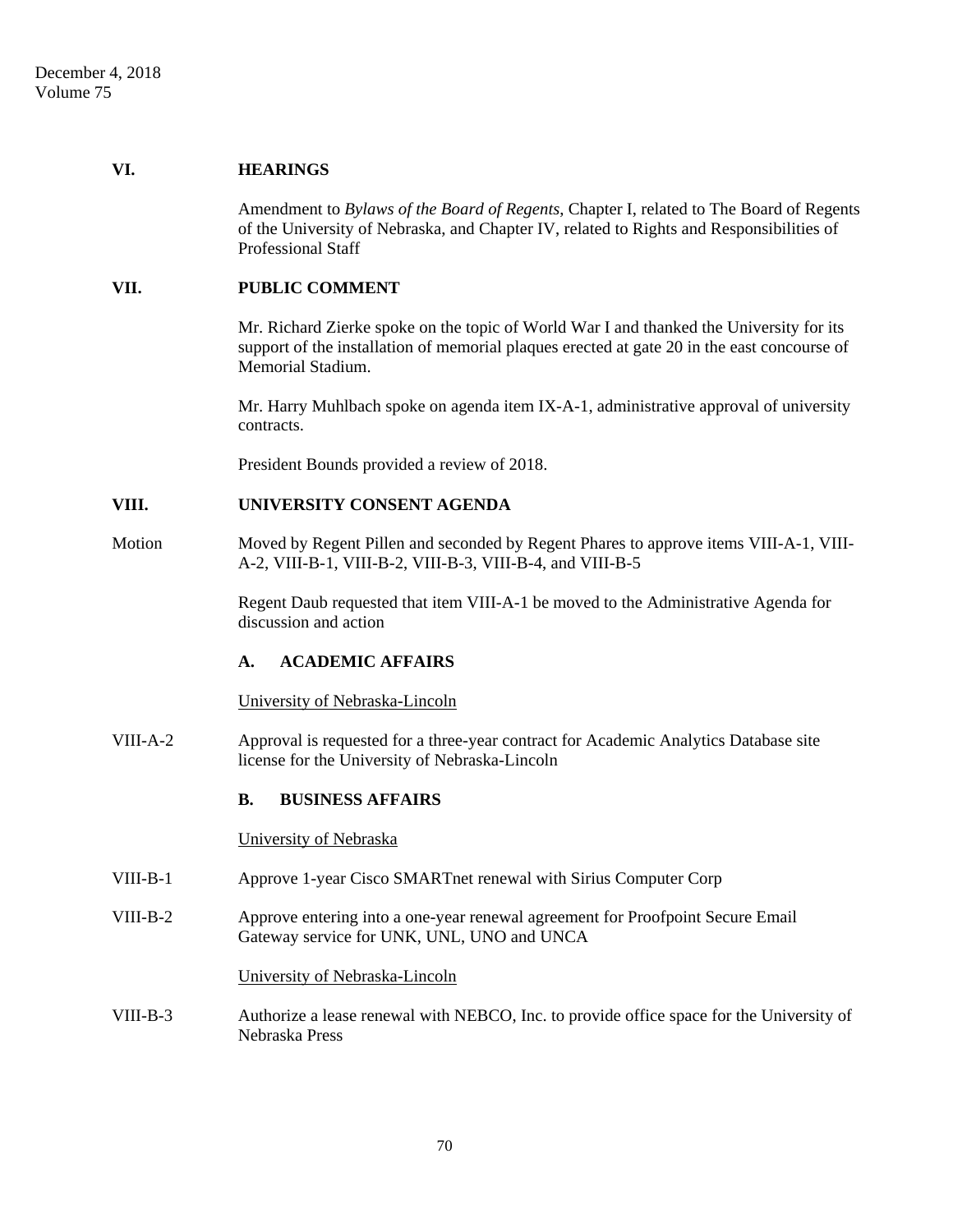## VI. HEARINGS

Amendment to *Bylaws of the Board of Regents*, Chapter I, related to The Board of Regents of the University of Nebraska, and Chapter IV, related to Rights and Responsibilities of Professional Staff

## VII. PUBLIC COMMENT

Mr. Richard Zierke spoke on the topic of World War I and thanked the University for its support of the installation of memorial plaques erected at gate 20 in the east concourse of Memorial Stadium.

Mr. Harry Muhlbach spoke on agenda item IX-A-1, administrative approval of university contracts.

President Bounds provided a review of 2018.

## VIII. UNIVERSITY CONSENT AGENDA

Motion — Moved by Regent Pillen and seconded by Regent Phares to approve items VIII-A-1, VIII-A-2, VIII-B-1, VIII-B-2, VIII-B-3, VIII-B-4, and VIII-B-5

Regent Daub requested that item VIII-A-1 be moved to the Administrative Agenda for discussion and action

### A. ACADEMIC AFFAIRS

University of Nebraska-Lincoln

VIII-A-2 — Approval is requested for a three-year contract for Academic Analytics Database site license for the University of Nebraska-Lincoln

### B. BUSINESS AFFAIRS

University of Nebraska

VIII-B-1 — Approve 1-year Cisco SMARTnet renewal with Sirius Computer Corp

VIII-B-2 — Approve entering into a one-year renewal agreement for Proofpoint Secure Email Gateway service for UNK, UNL, UNO and UNCA

University of Nebraska-Lincoln

VIII-B-3 — Authorize a lease renewal with NEBCO, Inc. to provide office space for the University of Nebraska Press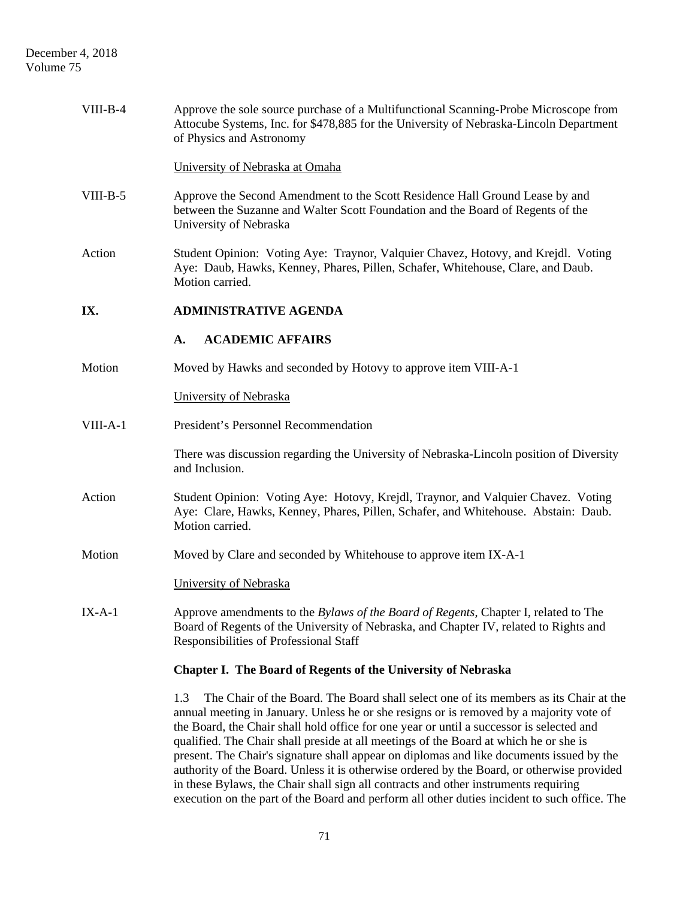VIII-B-4 Approve the sole source purchase of a Multifunctional Scanning-Probe Microscope from Attocube Systems, Inc. for $478,885 for the University of Nebraska-Lincoln Department of Physics and Astronomy

University of Nebraska at Omaha

VIII-B-5 Approve the Second Amendment to the Scott Residence Hall Ground Lease by and between the Suzanne and Walter Scott Foundation and the Board of Regents of the University of Nebraska

Action Student Opinion: Voting Aye: Traynor, Valquier Chavez, Hotovy, and Krejdl. Voting Aye: Daub, Hawks, Kenney, Phares, Pillen, Schafer, Whitehouse, Clare, and Daub. Motion carried.

## IX. ADMINISTRATIVE AGENDA

### A. ACADEMIC AFFAIRS

Motion Moved by Hawks and seconded by Hotovy to approve item VIII-A-1

University of Nebraska

VIII-A-1 President's Personnel Recommendation

There was discussion regarding the University of Nebraska-Lincoln position of Diversity and Inclusion.

Action Student Opinion: Voting Aye: Hotovy, Krejdl, Traynor, and Valquier Chavez. Voting Aye: Clare, Hawks, Kenney, Phares, Pillen, Schafer, and Whitehouse. Abstain: Daub. Motion carried.

Motion Moved by Clare and seconded by Whitehouse to approve item IX-A-1

University of Nebraska

IX-A-1 Approve amendments to the *Bylaws of the Board of Regents*, Chapter I, related to The Board of Regents of the University of Nebraska, and Chapter IV, related to Rights and Responsibilities of Professional Staff

**Chapter I. The Board of Regents of the University of Nebraska**

1.3 The Chair of the Board. The Board shall select one of its members as its Chair at the annual meeting in January. Unless he or she resigns or is removed by a majority vote of the Board, the Chair shall hold office for one year or until a successor is selected and qualified. The Chair shall preside at all meetings of the Board at which he or she is present. The Chair's signature shall appear on diplomas and like documents issued by the authority of the Board. Unless it is otherwise ordered by the Board, or otherwise provided in these Bylaws, the Chair shall sign all contracts and other instruments requiring execution on the part of the Board and perform all other duties incident to such office. The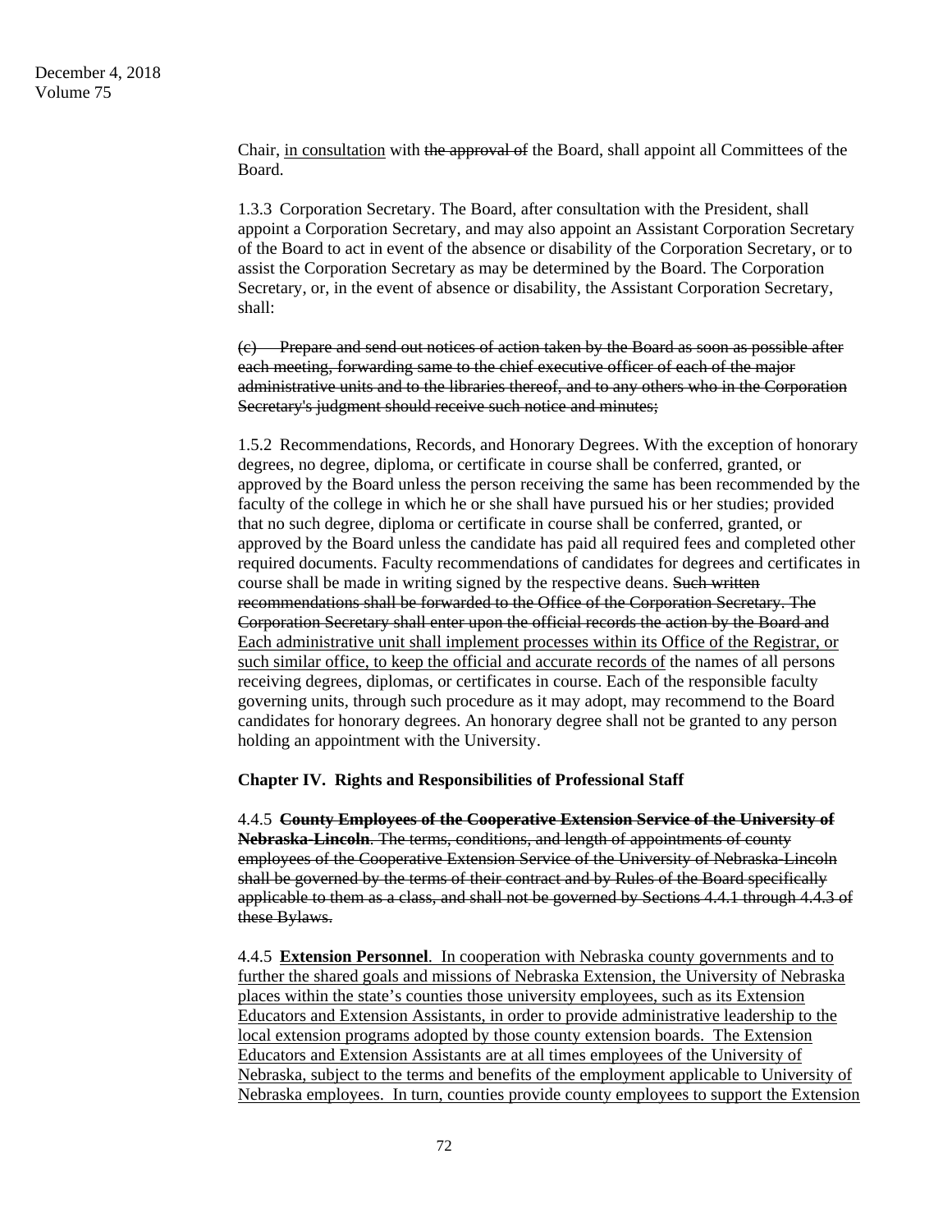Chair, <u>in consultation</u> with ~~the approval of~~ the Board, shall appoint all Committees of the Board.

1.3.3 Corporation Secretary. The Board, after consultation with the President, shall appoint a Corporation Secretary, and may also appoint an Assistant Corporation Secretary of the Board to act in event of the absence or disability of the Corporation Secretary, or to assist the Corporation Secretary as may be determined by the Board. The Corporation Secretary, or, in the event of absence or disability, the Assistant Corporation Secretary, shall:

~~(c) Prepare and send out notices of action taken by the Board as soon as possible after each meeting, forwarding same to the chief executive officer of each of the major administrative units and to the libraries thereof, and to any others who in the Corporation Secretary's judgment should receive such notice and minutes;~~

1.5.2 Recommendations, Records, and Honorary Degrees. With the exception of honorary degrees, no degree, diploma, or certificate in course shall be conferred, granted, or approved by the Board unless the person receiving the same has been recommended by the faculty of the college in which he or she shall have pursued his or her studies; provided that no such degree, diploma or certificate in course shall be conferred, granted, or approved by the Board unless the candidate has paid all required fees and completed other required documents. Faculty recommendations of candidates for degrees and certificates in course shall be made in writing signed by the respective deans. ~~Such written recommendations shall be forwarded to the Office of the Corporation Secretary. The Corporation Secretary shall enter upon the official records the action by the Board and~~ <u>Each administrative unit shall implement processes within its Office of the Registrar, or such similar office, to keep the official and accurate records of</u> the names of all persons receiving degrees, diplomas, or certificates in course. Each of the responsible faculty governing units, through such procedure as it may adopt, may recommend to the Board candidates for honorary degrees. An honorary degree shall not be granted to any person holding an appointment with the University.

**Chapter IV. Rights and Responsibilities of Professional Staff**

4.4.5 ~~**County Employees of the Cooperative Extension Service of the University of Nebraska-Lincoln**. The terms, conditions, and length of appointments of county employees of the Cooperative Extension Service of the University of Nebraska-Lincoln shall be governed by the terms of their contract and by Rules of the Board specifically applicable to them as a class, and shall not be governed by Sections 4.4.1 through 4.4.3 of these Bylaws.~~

4.4.5 <u>**Extension Personnel**. In cooperation with Nebraska county governments and to further the shared goals and missions of Nebraska Extension, the University of Nebraska places within the state's counties those university employees, such as its Extension Educators and Extension Assistants, in order to provide administrative leadership to the local extension programs adopted by those county extension boards. The Extension Educators and Extension Assistants are at all times employees of the University of Nebraska, subject to the terms and benefits of the employment applicable to University of Nebraska employees. In turn, counties provide county employees to support the Extension</u>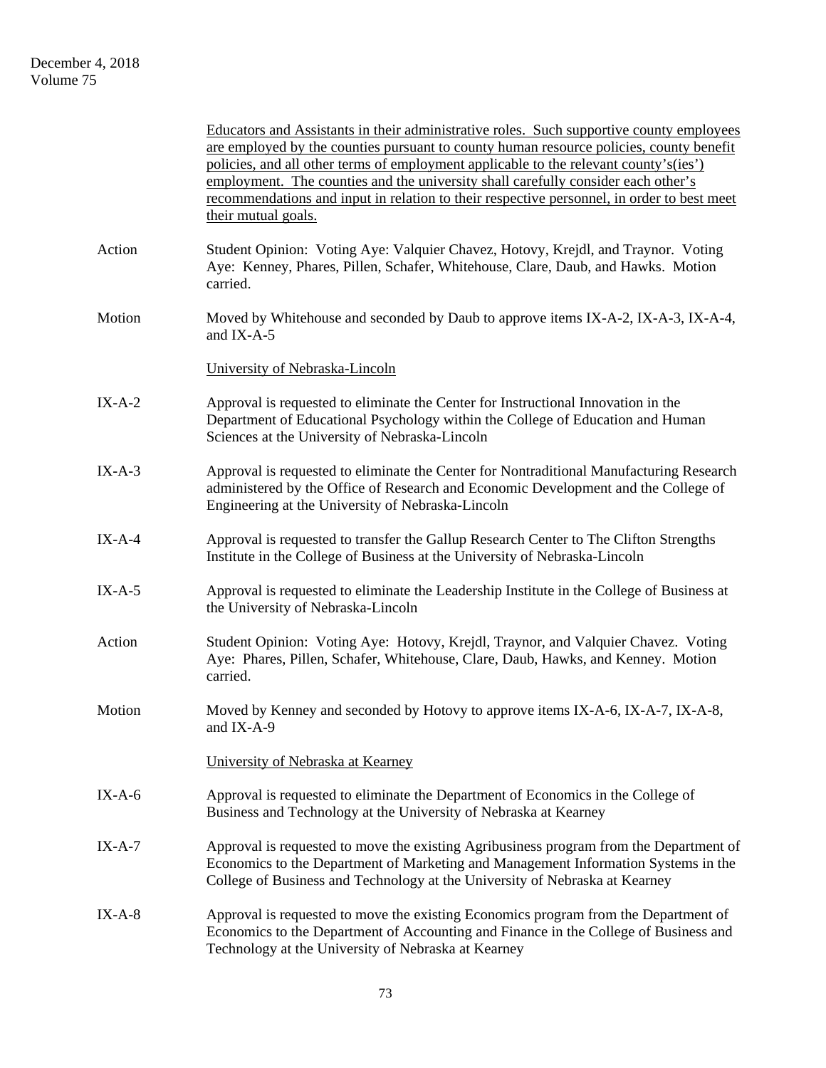Educators and Assistants in their administrative roles. Such supportive county employees are employed by the counties pursuant to county human resource policies, county benefit policies, and all other terms of employment applicable to the relevant county's(ies') employment. The counties and the university shall carefully consider each other's recommendations and input in relation to their respective personnel, in order to best meet their mutual goals.

Action — Student Opinion: Voting Aye: Valquier Chavez, Hotovy, Krejdl, and Traynor. Voting Aye: Kenney, Phares, Pillen, Schafer, Whitehouse, Clare, Daub, and Hawks. Motion carried.

Motion — Moved by Whitehouse and seconded by Daub to approve items IX-A-2, IX-A-3, IX-A-4, and IX-A-5

University of Nebraska-Lincoln

IX-A-2 — Approval is requested to eliminate the Center for Instructional Innovation in the Department of Educational Psychology within the College of Education and Human Sciences at the University of Nebraska-Lincoln

IX-A-3 — Approval is requested to eliminate the Center for Nontraditional Manufacturing Research administered by the Office of Research and Economic Development and the College of Engineering at the University of Nebraska-Lincoln

IX-A-4 — Approval is requested to transfer the Gallup Research Center to The Clifton Strengths Institute in the College of Business at the University of Nebraska-Lincoln

IX-A-5 — Approval is requested to eliminate the Leadership Institute in the College of Business at the University of Nebraska-Lincoln

Action — Student Opinion: Voting Aye: Hotovy, Krejdl, Traynor, and Valquier Chavez. Voting Aye: Phares, Pillen, Schafer, Whitehouse, Clare, Daub, Hawks, and Kenney. Motion carried.

Motion — Moved by Kenney and seconded by Hotovy to approve items IX-A-6, IX-A-7, IX-A-8, and IX-A-9

University of Nebraska at Kearney

IX-A-6 — Approval is requested to eliminate the Department of Economics in the College of Business and Technology at the University of Nebraska at Kearney

IX-A-7 — Approval is requested to move the existing Agribusiness program from the Department of Economics to the Department of Marketing and Management Information Systems in the College of Business and Technology at the University of Nebraska at Kearney

IX-A-8 — Approval is requested to move the existing Economics program from the Department of Economics to the Department of Accounting and Finance in the College of Business and Technology at the University of Nebraska at Kearney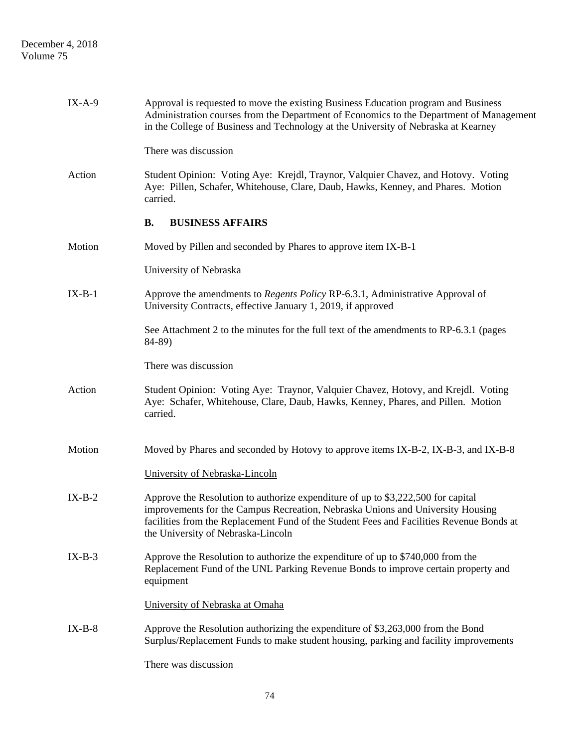IX-A-9 Approval is requested to move the existing Business Education program and Business Administration courses from the Department of Economics to the Department of Management in the College of Business and Technology at the University of Nebraska at Kearney

There was discussion

Action Student Opinion: Voting Aye: Krejdl, Traynor, Valquier Chavez, and Hotovy. Voting Aye: Pillen, Schafer, Whitehouse, Clare, Daub, Hawks, Kenney, and Phares. Motion carried.

**B. BUSINESS AFFAIRS**

Motion Moved by Pillen and seconded by Phares to approve item IX-B-1

University of Nebraska

IX-B-1 Approve the amendments to *Regents Policy* RP-6.3.1, Administrative Approval of University Contracts, effective January 1, 2019, if approved

See Attachment 2 to the minutes for the full text of the amendments to RP-6.3.1 (pages 84-89)

There was discussion

Action Student Opinion: Voting Aye: Traynor, Valquier Chavez, Hotovy, and Krejdl. Voting Aye: Schafer, Whitehouse, Clare, Daub, Hawks, Kenney, Phares, and Pillen. Motion carried.

Motion Moved by Phares and seconded by Hotovy to approve items IX-B-2, IX-B-3, and IX-B-8

University of Nebraska-Lincoln

IX-B-2 Approve the Resolution to authorize expenditure of up to $3,222,500 for capital improvements for the Campus Recreation, Nebraska Unions and University Housing facilities from the Replacement Fund of the Student Fees and Facilities Revenue Bonds at the University of Nebraska-Lincoln

IX-B-3 Approve the Resolution to authorize the expenditure of up to $740,000 from the Replacement Fund of the UNL Parking Revenue Bonds to improve certain property and equipment

University of Nebraska at Omaha

IX-B-8 Approve the Resolution authorizing the expenditure of $3,263,000 from the Bond Surplus/Replacement Funds to make student housing, parking and facility improvements

There was discussion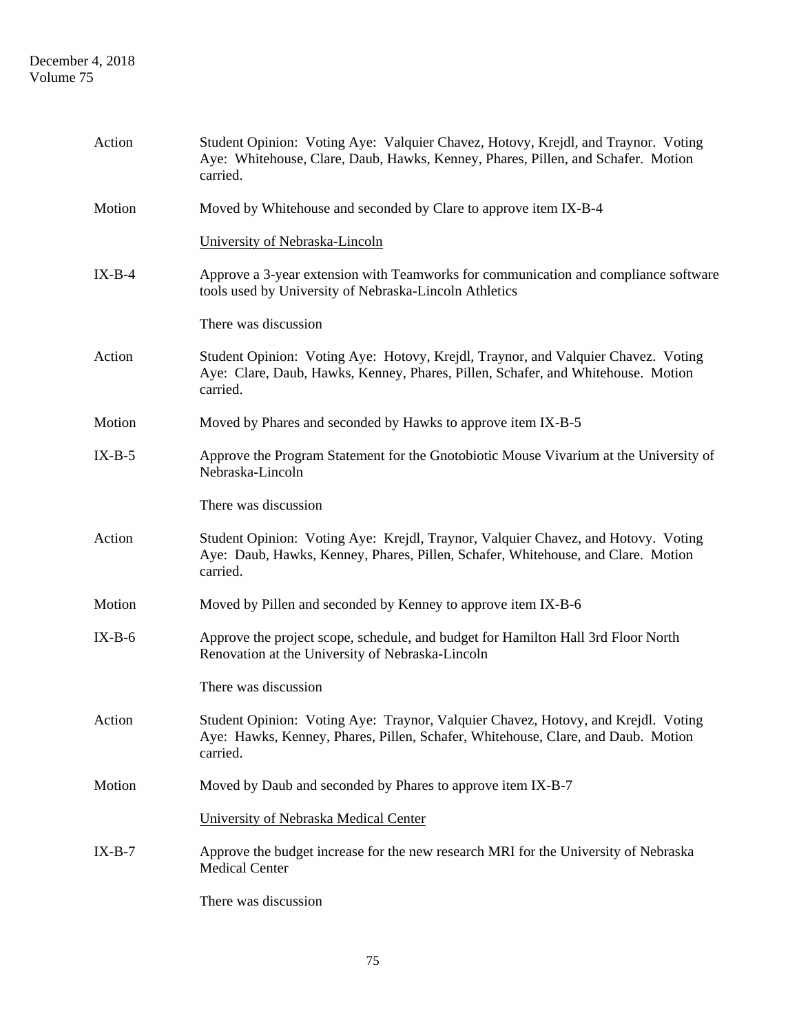Action Student Opinion: Voting Aye: Valquier Chavez, Hotovy, Krejdl, and Traynor. Voting Aye: Whitehouse, Clare, Daub, Hawks, Kenney, Phares, Pillen, and Schafer. Motion carried.

Motion Moved by Whitehouse and seconded by Clare to approve item IX-B-4

University of Nebraska-Lincoln

IX-B-4 Approve a 3-year extension with Teamworks for communication and compliance software tools used by University of Nebraska-Lincoln Athletics

There was discussion

Action Student Opinion: Voting Aye: Hotovy, Krejdl, Traynor, and Valquier Chavez. Voting Aye: Clare, Daub, Hawks, Kenney, Phares, Pillen, Schafer, and Whitehouse. Motion carried.

Motion Moved by Phares and seconded by Hawks to approve item IX-B-5

IX-B-5 Approve the Program Statement for the Gnotobiotic Mouse Vivarium at the University of Nebraska-Lincoln

There was discussion

Action Student Opinion: Voting Aye: Krejdl, Traynor, Valquier Chavez, and Hotovy. Voting Aye: Daub, Hawks, Kenney, Phares, Pillen, Schafer, Whitehouse, and Clare. Motion carried.

Motion Moved by Pillen and seconded by Kenney to approve item IX-B-6

IX-B-6 Approve the project scope, schedule, and budget for Hamilton Hall 3rd Floor North Renovation at the University of Nebraska-Lincoln

There was discussion

Action Student Opinion: Voting Aye: Traynor, Valquier Chavez, Hotovy, and Krejdl. Voting Aye: Hawks, Kenney, Phares, Pillen, Schafer, Whitehouse, Clare, and Daub. Motion carried.

Motion Moved by Daub and seconded by Phares to approve item IX-B-7

University of Nebraska Medical Center

IX-B-7 Approve the budget increase for the new research MRI for the University of Nebraska Medical Center

There was discussion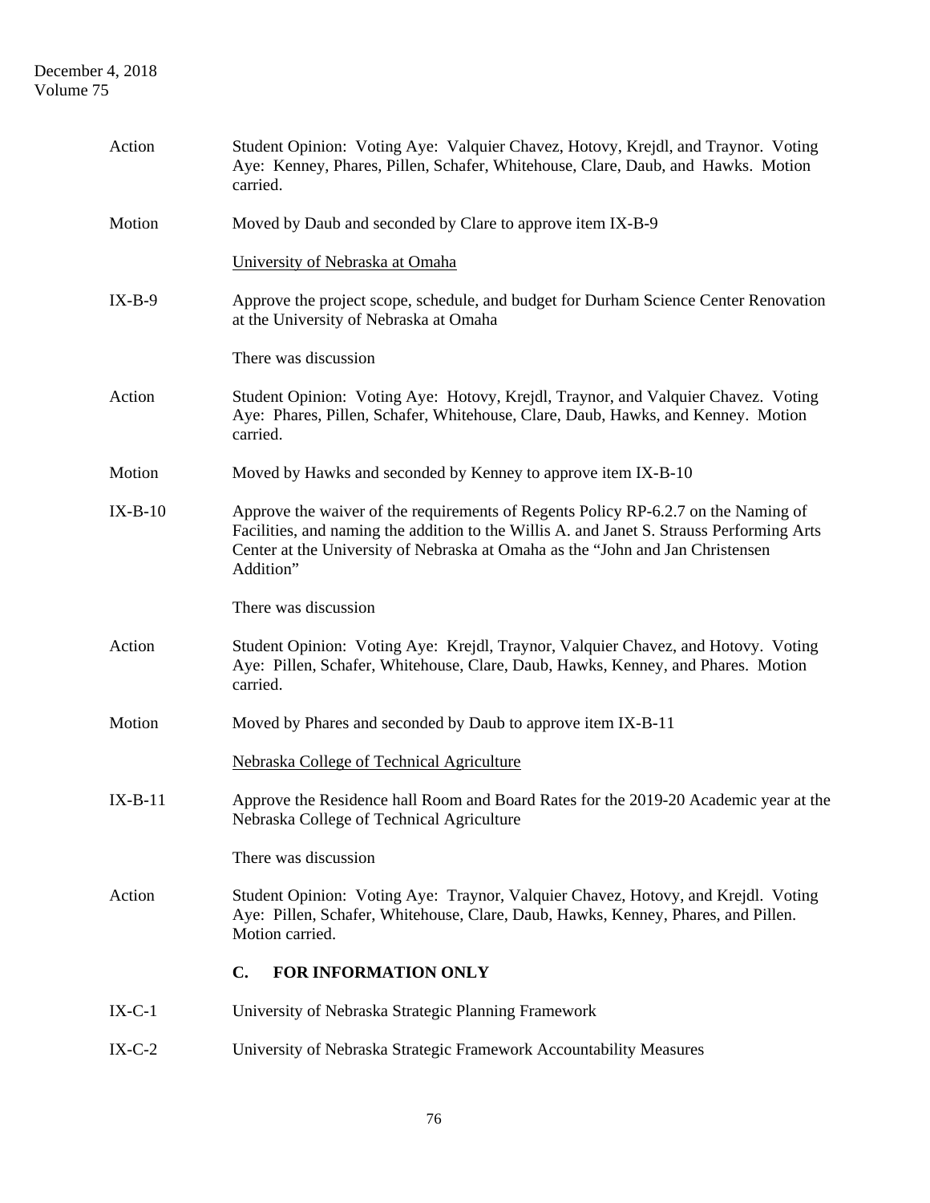| | |
|---|---|
| Action | Student Opinion: Voting Aye: Valquier Chavez, Hotovy, Krejdl, and Traynor. Voting Aye: Kenney, Phares, Pillen, Schafer, Whitehouse, Clare, Daub, and Hawks. Motion carried. |
| Motion | Moved by Daub and seconded by Clare to approve item IX-B-9 |
| | University of Nebraska at Omaha |
| IX-B-9 | Approve the project scope, schedule, and budget for Durham Science Center Renovation at the University of Nebraska at Omaha |
| | There was discussion |
| Action | Student Opinion: Voting Aye: Hotovy, Krejdl, Traynor, and Valquier Chavez. Voting Aye: Phares, Pillen, Schafer, Whitehouse, Clare, Daub, Hawks, and Kenney. Motion carried. |
| Motion | Moved by Hawks and seconded by Kenney to approve item IX-B-10 |
| IX-B-10 | Approve the waiver of the requirements of Regents Policy RP-6.2.7 on the Naming of Facilities, and naming the addition to the Willis A. and Janet S. Strauss Performing Arts Center at the University of Nebraska at Omaha as the "John and Jan Christensen Addition" |
| | There was discussion |
| Action | Student Opinion: Voting Aye: Krejdl, Traynor, Valquier Chavez, and Hotovy. Voting Aye: Pillen, Schafer, Whitehouse, Clare, Daub, Hawks, Kenney, and Phares. Motion carried. |
| Motion | Moved by Phares and seconded by Daub to approve item IX-B-11 |
| | Nebraska College of Technical Agriculture |
| IX-B-11 | Approve the Residence hall Room and Board Rates for the 2019-20 Academic year at the Nebraska College of Technical Agriculture |
| | There was discussion |
| Action | Student Opinion: Voting Aye: Traynor, Valquier Chavez, Hotovy, and Krejdl. Voting Aye: Pillen, Schafer, Whitehouse, Clare, Daub, Hawks, Kenney, Phares, and Pillen. Motion carried. |

**C. FOR INFORMATION ONLY**

| | |
|---|---|
| IX-C-1 | University of Nebraska Strategic Planning Framework |
| IX-C-2 | University of Nebraska Strategic Framework Accountability Measures |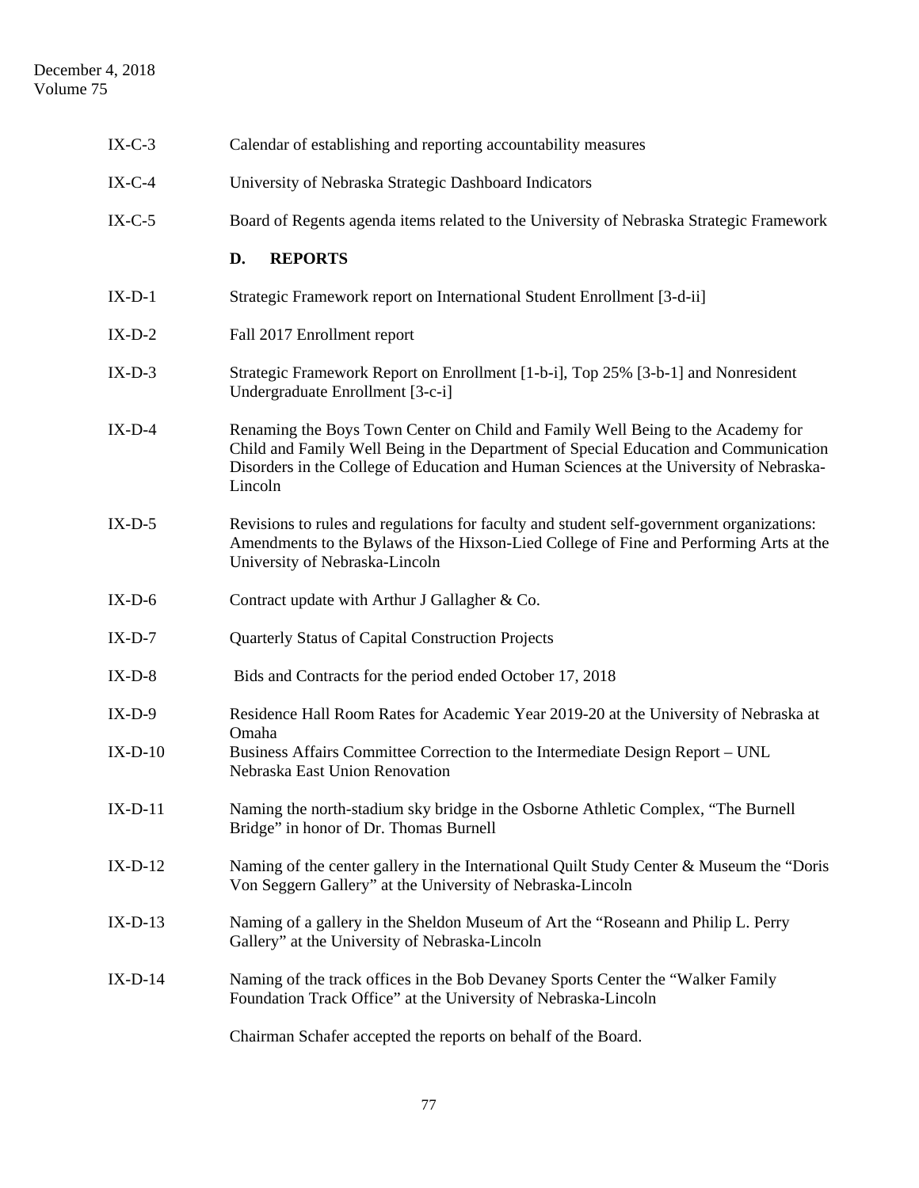IX-C-3 Calendar of establishing and reporting accountability measures

IX-C-4 University of Nebraska Strategic Dashboard Indicators

IX-C-5 Board of Regents agenda items related to the University of Nebraska Strategic Framework

### D. REPORTS

IX-D-1 Strategic Framework report on International Student Enrollment [3-d-ii]

IX-D-2 Fall 2017 Enrollment report

IX-D-3 Strategic Framework Report on Enrollment [1-b-i], Top 25% [3-b-1] and Nonresident Undergraduate Enrollment [3-c-i]

IX-D-4 Renaming the Boys Town Center on Child and Family Well Being to the Academy for Child and Family Well Being in the Department of Special Education and Communication Disorders in the College of Education and Human Sciences at the University of Nebraska-Lincoln

IX-D-5 Revisions to rules and regulations for faculty and student self-government organizations: Amendments to the Bylaws of the Hixson-Lied College of Fine and Performing Arts at the University of Nebraska-Lincoln

IX-D-6 Contract update with Arthur J Gallagher & Co.

IX-D-7 Quarterly Status of Capital Construction Projects

IX-D-8 Bids and Contracts for the period ended October 17, 2018

IX-D-9 Residence Hall Room Rates for Academic Year 2019-20 at the University of Nebraska at Omaha

IX-D-10 Business Affairs Committee Correction to the Intermediate Design Report – UNL Nebraska East Union Renovation

IX-D-11 Naming the north-stadium sky bridge in the Osborne Athletic Complex, "The Burnell Bridge" in honor of Dr. Thomas Burnell

IX-D-12 Naming of the center gallery in the International Quilt Study Center & Museum the "Doris Von Seggern Gallery" at the University of Nebraska-Lincoln

IX-D-13 Naming of a gallery in the Sheldon Museum of Art the "Roseann and Philip L. Perry Gallery" at the University of Nebraska-Lincoln

IX-D-14 Naming of the track offices in the Bob Devaney Sports Center the "Walker Family Foundation Track Office" at the University of Nebraska-Lincoln

Chairman Schafer accepted the reports on behalf of the Board.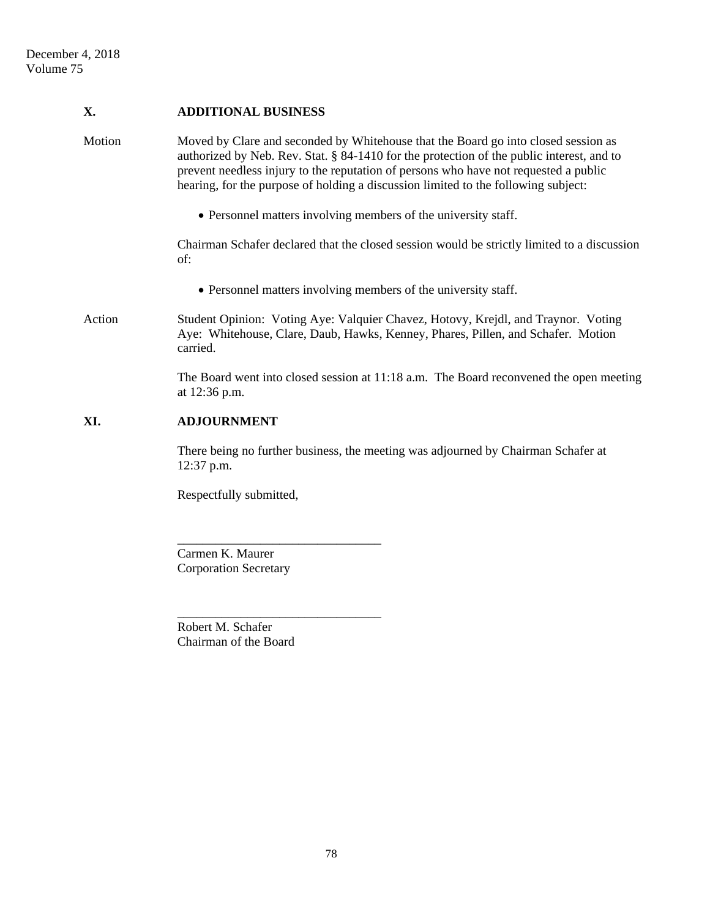## X. ADDITIONAL BUSINESS

Motion

Moved by Clare and seconded by Whitehouse that the Board go into closed session as authorized by Neb. Rev. Stat. § 84-1410 for the protection of the public interest, and to prevent needless injury to the reputation of persons who have not requested a public hearing, for the purpose of holding a discussion limited to the following subject:

- Personnel matters involving members of the university staff.

Chairman Schafer declared that the closed session would be strictly limited to a discussion of:

- Personnel matters involving members of the university staff.

Action

Student Opinion: Voting Aye: Valquier Chavez, Hotovy, Krejdl, and Traynor. Voting Aye: Whitehouse, Clare, Daub, Hawks, Kenney, Phares, Pillen, and Schafer. Motion carried.

The Board went into closed session at 11:18 a.m. The Board reconvened the open meeting at 12:36 p.m.

## XI. ADJOURNMENT

There being no further business, the meeting was adjourned by Chairman Schafer at 12:37 p.m.

Respectfully submitted,

\_\_\_\_\_\_\_\_\_\_\_\_\_\_\_\_\_\_\_\_\_\_\_\_\_\_\_\_\_\_\_\_\_\_
Carmen K. Maurer
Corporation Secretary

\_\_\_\_\_\_\_\_\_\_\_\_\_\_\_\_\_\_\_\_\_\_\_\_\_\_\_\_\_\_\_\_\_\_
Robert M. Schafer
Chairman of the Board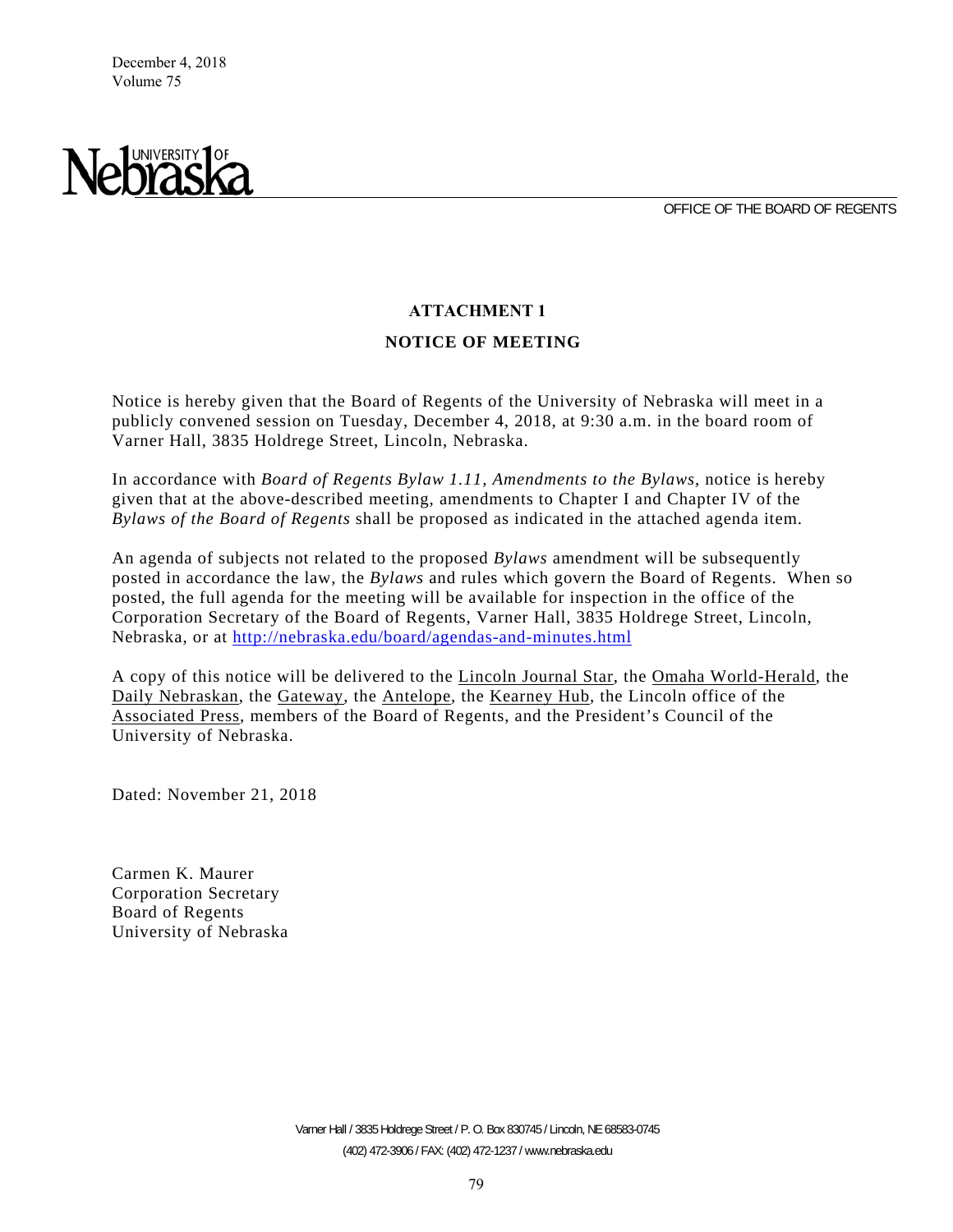OFFICE OF THE BOARD OF REGENTS

## ATTACHMENT 1

## NOTICE OF MEETING

Notice is hereby given that the Board of Regents of the University of Nebraska will meet in a publicly convened session on Tuesday, December 4, 2018, at 9:30 a.m. in the board room of Varner Hall, 3835 Holdrege Street, Lincoln, Nebraska.

In accordance with *Board of Regents Bylaw 1.11, Amendments to the Bylaws*, notice is hereby given that at the above-described meeting, amendments to Chapter I and Chapter IV of the *Bylaws of the Board of Regents* shall be proposed as indicated in the attached agenda item.

An agenda of subjects not related to the proposed *Bylaws* amendment will be subsequently posted in accordance the law, the *Bylaws* and rules which govern the Board of Regents. When so posted, the full agenda for the meeting will be available for inspection in the office of the Corporation Secretary of the Board of Regents, Varner Hall, 3835 Holdrege Street, Lincoln, Nebraska, or at http://nebraska.edu/board/agendas-and-minutes.html

A copy of this notice will be delivered to the Lincoln Journal Star, the Omaha World-Herald, the Daily Nebraskan, the Gateway, the Antelope, the Kearney Hub, the Lincoln office of the Associated Press, members of the Board of Regents, and the President's Council of the University of Nebraska.

Dated: November 21, 2018

Carmen K. Maurer
Corporation Secretary
Board of Regents
University of Nebraska

Varner Hall / 3835 Holdrege Street / P. O. Box 830745 / Lincoln, NE 68583-0745
(402) 472-3906 / FAX: (402) 472-1237 / www.nebraska.edu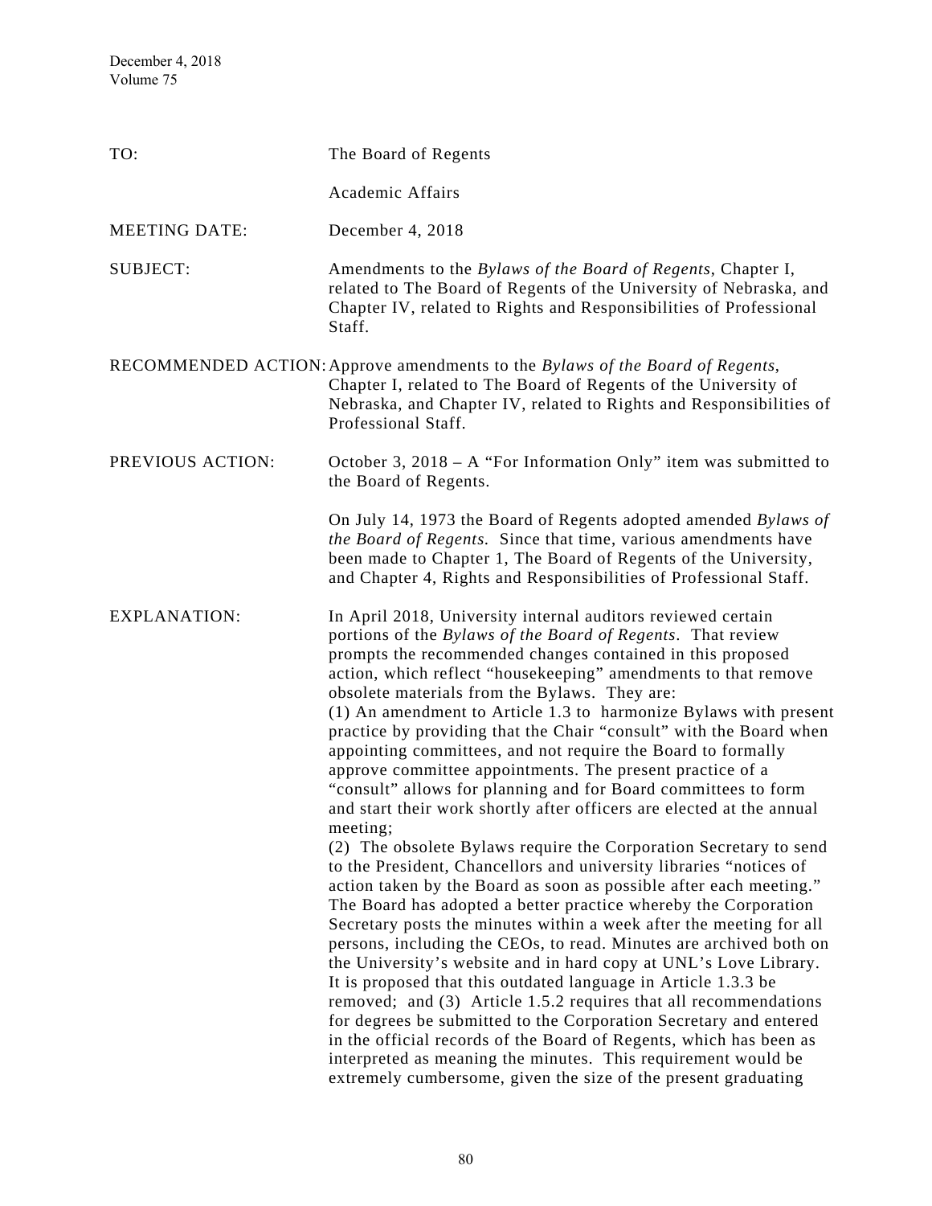| | |
|---|---|
| TO: | The Board of Regents |
| | Academic Affairs |
| MEETING DATE: | December 4, 2018 |
| SUBJECT: | Amendments to the *Bylaws of the Board of Regents*, Chapter I, related to The Board of Regents of the University of Nebraska, and Chapter IV, related to Rights and Responsibilities of Professional Staff. |
| RECOMMENDED ACTION: | Approve amendments to the *Bylaws of the Board of Regents*, Chapter I, related to The Board of Regents of the University of Nebraska, and Chapter IV, related to Rights and Responsibilities of Professional Staff. |
| PREVIOUS ACTION: | October 3, 2018 – A "For Information Only" item was submitted to the Board of Regents. |
| | On July 14, 1973 the Board of Regents adopted amended *Bylaws of the Board of Regents*. Since that time, various amendments have been made to Chapter 1, The Board of Regents of the University, and Chapter 4, Rights and Responsibilities of Professional Staff. |
| EXPLANATION: | In April 2018, University internal auditors reviewed certain portions of the *Bylaws of the Board of Regents*. That review prompts the recommended changes contained in this proposed action, which reflect "housekeeping" amendments to that remove obsolete materials from the Bylaws. They are: (1) An amendment to Article 1.3 to harmonize Bylaws with present practice by providing that the Chair "consult" with the Board when appointing committees, and not require the Board to formally approve committee appointments. The present practice of a "consult" allows for planning and for Board committees to form and start their work shortly after officers are elected at the annual meeting; (2) The obsolete Bylaws require the Corporation Secretary to send to the President, Chancellors and university libraries "notices of action taken by the Board as soon as possible after each meeting." The Board has adopted a better practice whereby the Corporation Secretary posts the minutes within a week after the meeting for all persons, including the CEOs, to read. Minutes are archived both on the University's website and in hard copy at UNL's Love Library. It is proposed that this outdated language in Article 1.3.3 be removed; and (3) Article 1.5.2 requires that all recommendations for degrees be submitted to the Corporation Secretary and entered in the official records of the Board of Regents, which has been as interpreted as meaning the minutes. This requirement would be extremely cumbersome, given the size of the present graduating |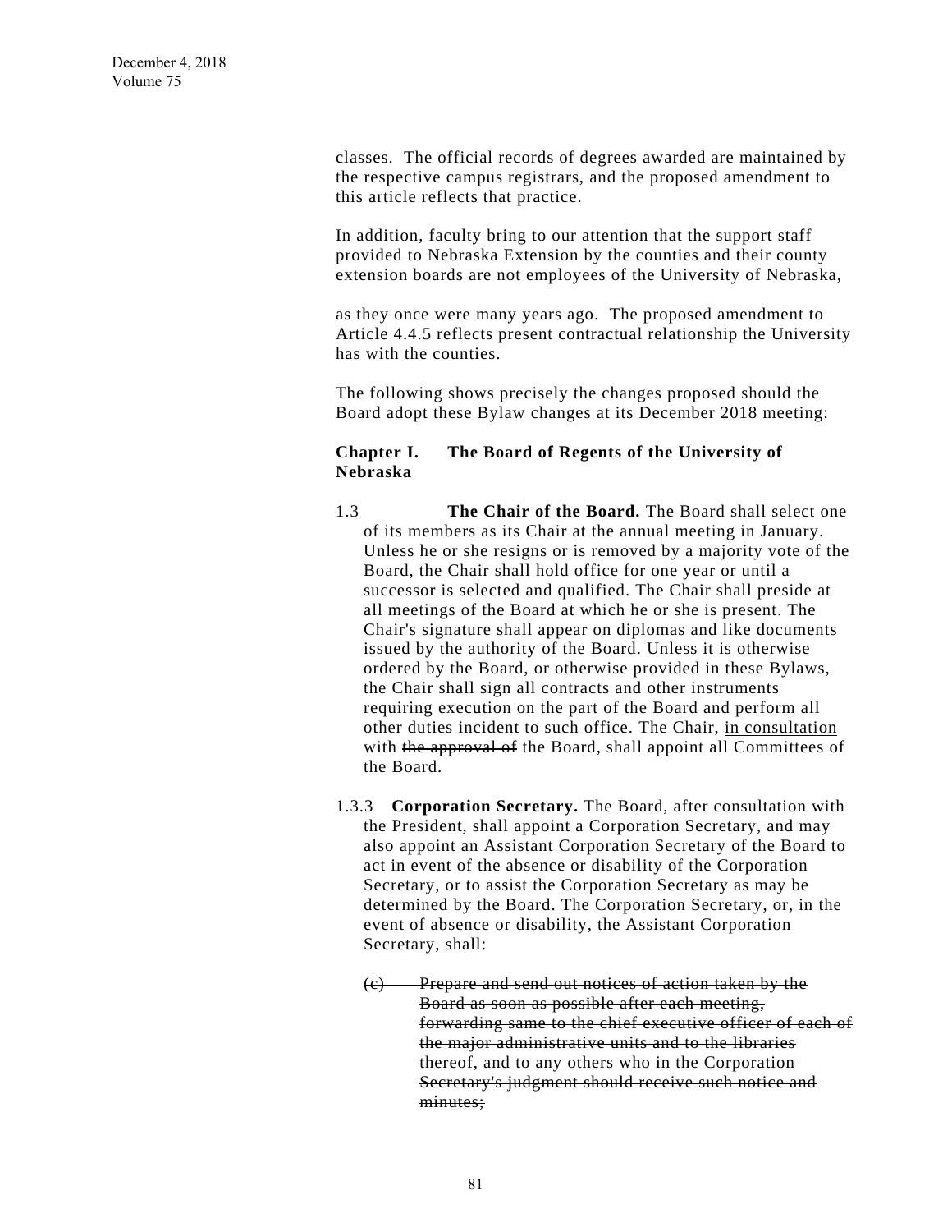classes. The official records of degrees awarded are maintained by the respective campus registrars, and the proposed amendment to this article reflects that practice.

In addition, faculty bring to our attention that the support staff provided to Nebraska Extension by the counties and their county extension boards are not employees of the University of Nebraska,

as they once were many years ago. The proposed amendment to Article 4.4.5 reflects present contractual relationship the University has with the counties.

The following shows precisely the changes proposed should the Board adopt these Bylaw changes at its December 2018 meeting:

**Chapter I. The Board of Regents of the University of Nebraska**

1.3 **The Chair of the Board.** The Board shall select one of its members as its Chair at the annual meeting in January. Unless he or she resigns or is removed by a majority vote of the Board, the Chair shall hold office for one year or until a successor is selected and qualified. The Chair shall preside at all meetings of the Board at which he or she is present. The Chair's signature shall appear on diplomas and like documents issued by the authority of the Board. Unless it is otherwise ordered by the Board, or otherwise provided in these Bylaws, the Chair shall sign all contracts and other instruments requiring execution on the part of the Board and perform all other duties incident to such office. The Chair, <u>in consultation</u> with ~~the approval of~~ the Board, shall appoint all Committees of the Board.

1.3.3 **Corporation Secretary.** The Board, after consultation with the President, shall appoint a Corporation Secretary, and may also appoint an Assistant Corporation Secretary of the Board to act in event of the absence or disability of the Corporation Secretary, or to assist the Corporation Secretary as may be determined by the Board. The Corporation Secretary, or, in the event of absence or disability, the Assistant Corporation Secretary, shall:

~~(c) Prepare and send out notices of action taken by the Board as soon as possible after each meeting, forwarding same to the chief executive officer of each of the major administrative units and to the libraries thereof, and to any others who in the Corporation Secretary's judgment should receive such notice and minutes;~~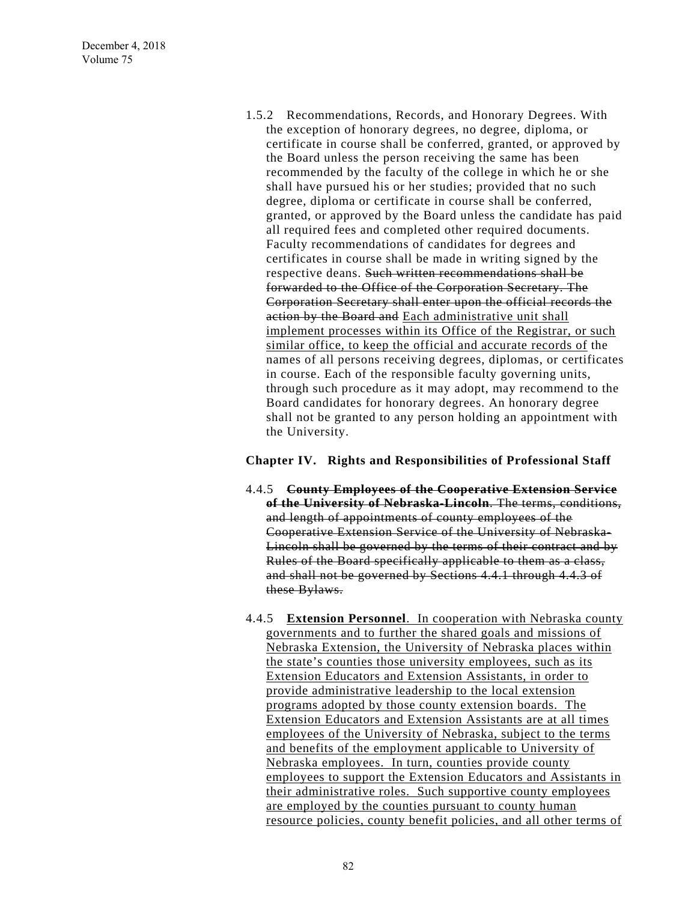1.5.2 Recommendations, Records, and Honorary Degrees. With the exception of honorary degrees, no degree, diploma, or certificate in course shall be conferred, granted, or approved by the Board unless the person receiving the same has been recommended by the faculty of the college in which he or she shall have pursued his or her studies; provided that no such degree, diploma or certificate in course shall be conferred, granted, or approved by the Board unless the candidate has paid all required fees and completed other required documents. Faculty recommendations of candidates for degrees and certificates in course shall be made in writing signed by the respective deans. ~~Such written recommendations shall be forwarded to the Office of the Corporation Secretary. The Corporation Secretary shall enter upon the official records the action by the Board and~~ <u>Each administrative unit shall implement processes within its Office of the Registrar, or such similar office, to keep the official and accurate records of</u> the names of all persons receiving degrees, diplomas, or certificates in course. Each of the responsible faculty governing units, through such procedure as it may adopt, may recommend to the Board candidates for honorary degrees. An honorary degree shall not be granted to any person holding an appointment with the University.

**Chapter IV. Rights and Responsibilities of Professional Staff**

4.4.5 ~~**County Employees of the Cooperative Extension Service of the University of Nebraska-Lincoln**. The terms, conditions, and length of appointments of county employees of the Cooperative Extension Service of the University of Nebraska-Lincoln shall be governed by the terms of their contract and by Rules of the Board specifically applicable to them as a class, and shall not be governed by Sections 4.4.1 through 4.4.3 of these Bylaws.~~

4.4.5 <u>**Extension Personnel**. In cooperation with Nebraska county governments and to further the shared goals and missions of Nebraska Extension, the University of Nebraska places within the state's counties those university employees, such as its Extension Educators and Extension Assistants, in order to provide administrative leadership to the local extension programs adopted by those county extension boards. The Extension Educators and Extension Assistants are at all times employees of the University of Nebraska, subject to the terms and benefits of the employment applicable to University of Nebraska employees. In turn, counties provide county employees to support the Extension Educators and Assistants in their administrative roles. Such supportive county employees are employed by the counties pursuant to county human resource policies, county benefit policies, and all other terms of</u>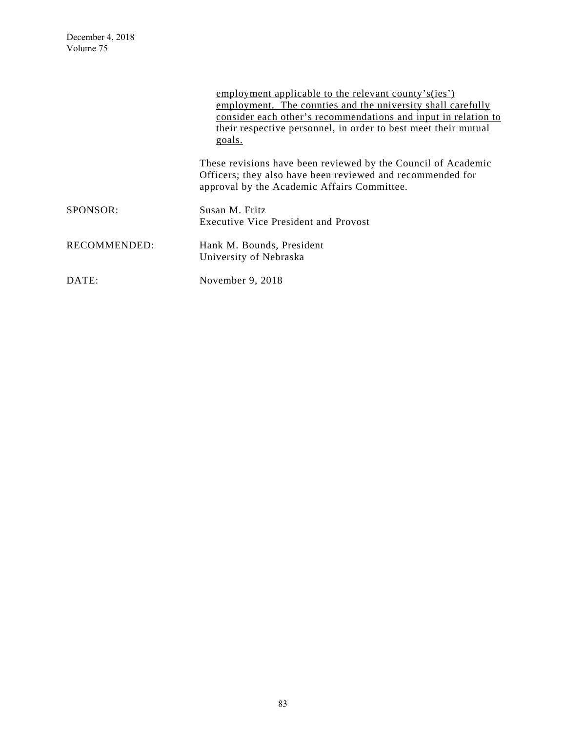<u>employment applicable to the relevant county's(ies') employment. The counties and the university shall carefully consider each other's recommendations and input in relation to their respective personnel, in order to best meet their mutual goals.</u>

These revisions have been reviewed by the Council of Academic Officers; they also have been reviewed and recommended for approval by the Academic Affairs Committee.

| | |
|---|---|
| SPONSOR: | Susan M. Fritz<br>Executive Vice President and Provost |
| RECOMMENDED: | Hank M. Bounds, President<br>University of Nebraska |
| DATE: | November 9, 2018 |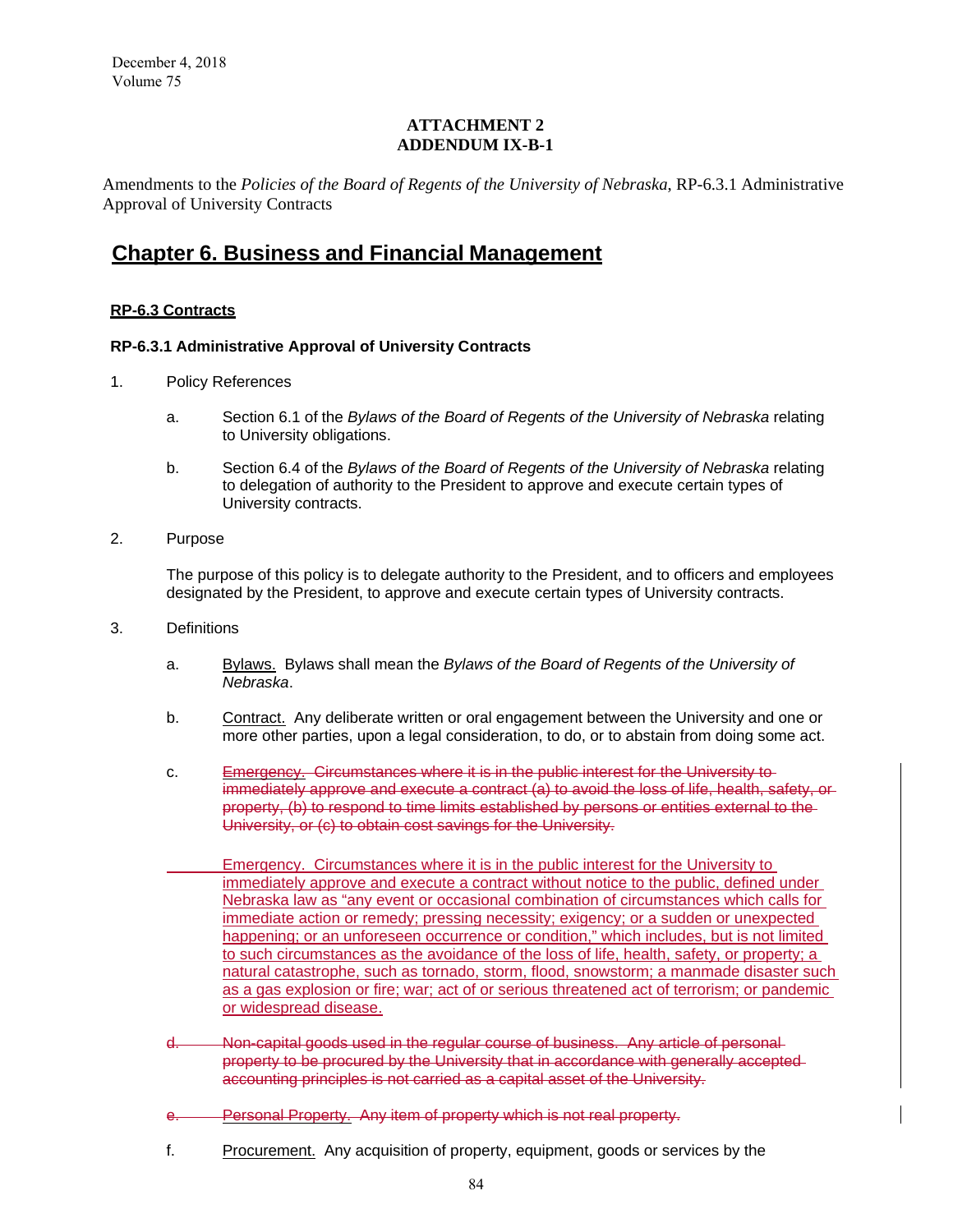December 4, 2018
Volume 75

**ATTACHMENT 2**
**ADDENDUM IX-B-1**

Amendments to the *Policies of the Board of Regents of the University of Nebraska*, RP-6.3.1 Administrative Approval of University Contracts

# Chapter 6. Business and Financial Management

### RP-6.3 Contracts

### RP-6.3.1 Administrative Approval of University Contracts

1. Policy References

   a. Section 6.1 of the *Bylaws of the Board of Regents of the University of Nebraska* relating to University obligations.

   b. Section 6.4 of the *Bylaws of the Board of Regents of the University of Nebraska* relating to delegation of authority to the President to approve and execute certain types of University contracts.

2. Purpose

   The purpose of this policy is to delegate authority to the President, and to officers and employees designated by the President, to approve and execute certain types of University contracts.

3. Definitions

   a. Bylaws. Bylaws shall mean the *Bylaws of the Board of Regents of the University of Nebraska*.

   b. Contract. Any deliberate written or oral engagement between the University and one or more other parties, upon a legal consideration, to do, or to abstain from doing some act.

   c. ~~Emergency. Circumstances where it is in the public interest for the University to immediately approve and execute a contract (a) to avoid the loss of life, health, safety, or property, (b) to respond to time limits established by persons or entities external to the University, or (c) to obtain cost savings for the University.~~

   Emergency. Circumstances where it is in the public interest for the University to immediately approve and execute a contract without notice to the public, defined under Nebraska law as "any event or occasional combination of circumstances which calls for immediate action or remedy; pressing necessity; exigency; or a sudden or unexpected happening; or an unforeseen occurrence or condition," which includes, but is not limited to such circumstances as the avoidance of the loss of life, health, safety, or property; a natural catastrophe, such as tornado, storm, flood, snowstorm; a manmade disaster such as a gas explosion or fire; war; act of or serious threatened act of terrorism; or pandemic or widespread disease.

   ~~d. Non-capital goods used in the regular course of business. Any article of personal property to be procured by the University that in accordance with generally accepted accounting principles is not carried as a capital asset of the University.~~

   ~~e. Personal Property. Any item of property which is not real property.~~

   f. Procurement. Any acquisition of property, equipment, goods or services by the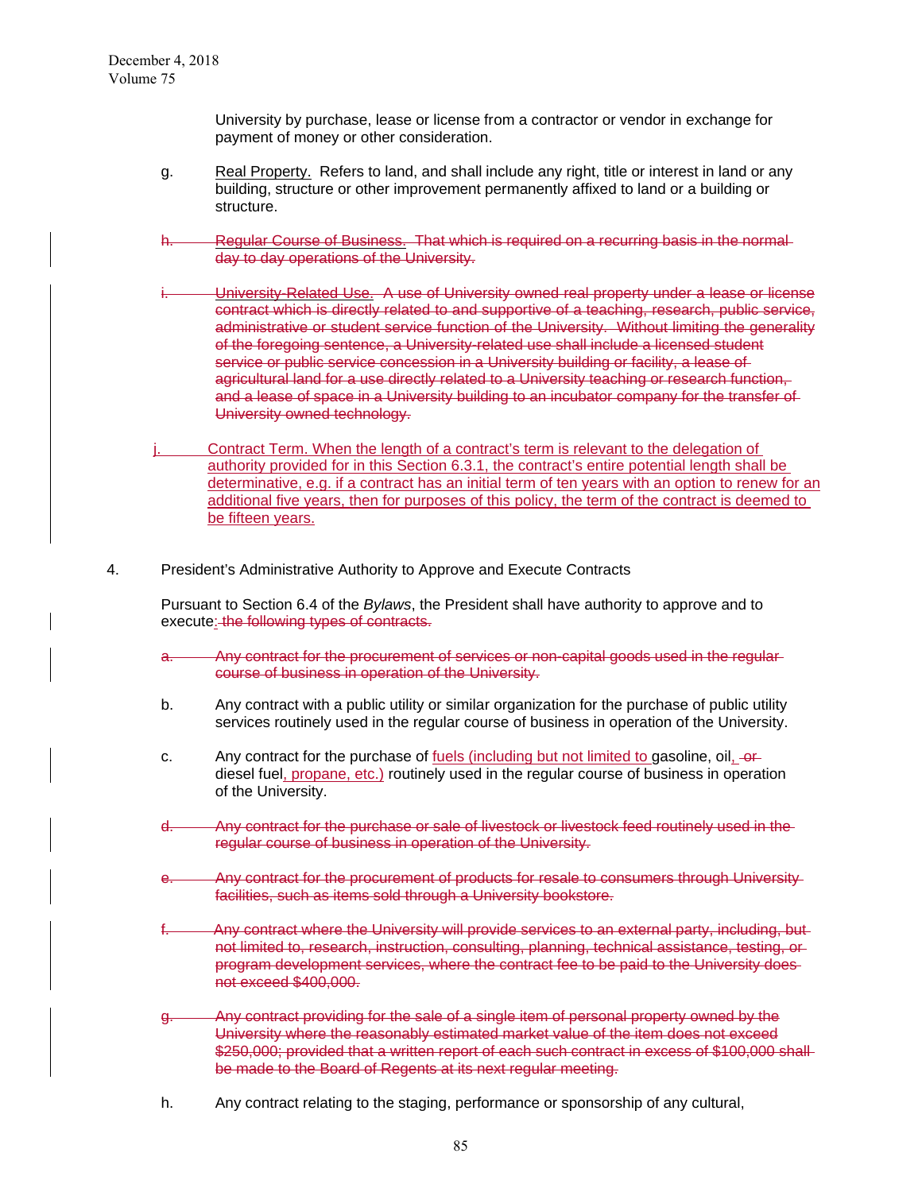University by purchase, lease or license from a contractor or vendor in exchange for payment of money or other consideration.

g. Real Property. Refers to land, and shall include any right, title or interest in land or any building, structure or other improvement permanently affixed to land or a building or structure.

~~h. Regular Course of Business. That which is required on a recurring basis in the normal day to day operations of the University.~~

~~i. University-Related Use. A use of University owned real property under a lease or license contract which is directly related to and supportive of a teaching, research, public service, administrative or student service function of the University. Without limiting the generality of the foregoing sentence, a University-related use shall include a licensed student service or public service concession in a University building or facility, a lease of agricultural land for a use directly related to a University teaching or research function, and a lease of space in a University building to an incubator company for the transfer of University owned technology.~~

j. Contract Term. When the length of a contract's term is relevant to the delegation of authority provided for in this Section 6.3.1, the contract's entire potential length shall be determinative, e.g. if a contract has an initial term of ten years with an option to renew for an additional five years, then for purposes of this policy, the term of the contract is deemed to be fifteen years.

4. President's Administrative Authority to Approve and Execute Contracts

Pursuant to Section 6.4 of the *Bylaws*, the President shall have authority to approve and to execute: ~~the following types of contracts.~~

~~a. Any contract for the procurement of services or non-capital goods used in the regular course of business in operation of the University.~~

b. Any contract with a public utility or similar organization for the purchase of public utility services routinely used in the regular course of business in operation of the University.

c. Any contract for the purchase of fuels (including but not limited to gasoline, oil, ~~or~~ diesel fuel, propane, etc.) routinely used in the regular course of business in operation of the University.

~~d. Any contract for the purchase or sale of livestock or livestock feed routinely used in the regular course of business in operation of the University.~~

~~e. Any contract for the procurement of products for resale to consumers through University facilities, such as items sold through a University bookstore.~~

~~f. Any contract where the University will provide services to an external party, including, but not limited to, research, instruction, consulting, planning, technical assistance, testing, or program development services, where the contract fee to be paid to the University does not exceed $400,000.~~

~~g. Any contract providing for the sale of a single item of personal property owned by the University where the reasonably estimated market value of the item does not exceed $250,000; provided that a written report of each such contract in excess of $100,000 shall be made to the Board of Regents at its next regular meeting.~~

h. Any contract relating to the staging, performance or sponsorship of any cultural,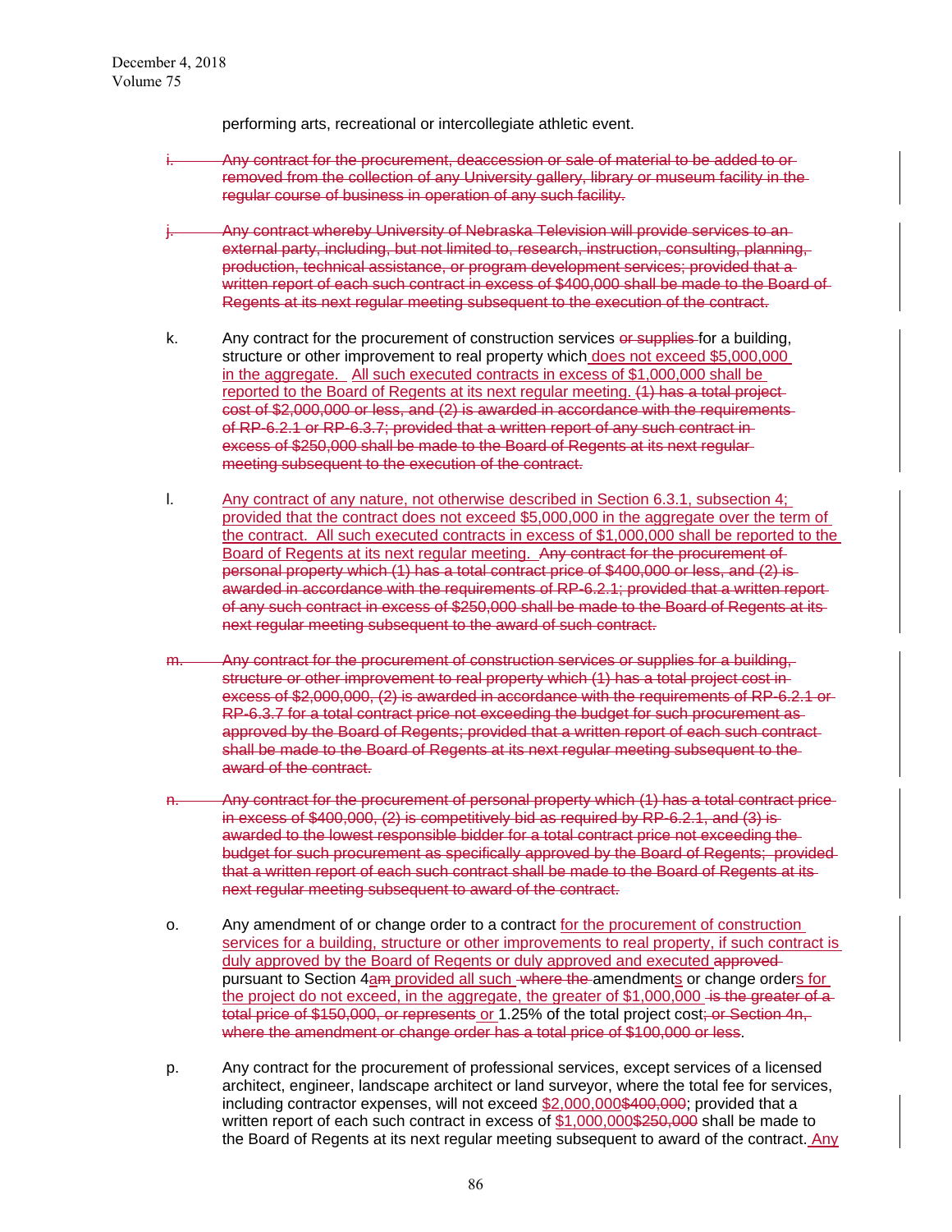performing arts, recreational or intercollegiate athletic event.

~~i. Any contract for the procurement, deaccession or sale of material to be added to or removed from the collection of any University gallery, library or museum facility in the regular course of business in operation of any such facility.~~

~~j. Any contract whereby University of Nebraska Television will provide services to an external party, including, but not limited to, research, instruction, consulting, planning, production, technical assistance, or program development services; provided that a written report of each such contract in excess of $400,000 shall be made to the Board of Regents at its next regular meeting subsequent to the execution of the contract.~~

k. Any contract for the procurement of construction services ~~or supplies~~ for a building, structure or other improvement to real property which does not exceed $5,000,000 in the aggregate. All such executed contracts in excess of $1,000,000 shall be reported to the Board of Regents at its next regular meeting. ~~(1) has a total project cost of $2,000,000 or less, and (2) is awarded in accordance with the requirements of RP-6.2.1 or RP-6.3.7; provided that a written report of any such contract in excess of $250,000 shall be made to the Board of Regents at its next regular meeting subsequent to the execution of the contract.~~

l. Any contract of any nature, not otherwise described in Section 6.3.1, subsection 4; provided that the contract does not exceed $5,000,000 in the aggregate over the term of the contract. All such executed contracts in excess of $1,000,000 shall be reported to the Board of Regents at its next regular meeting. ~~Any contract for the procurement of personal property which (1) has a total contract price of $400,000 or less, and (2) is awarded in accordance with the requirements of RP-6.2.1; provided that a written report of any such contract in excess of $250,000 shall be made to the Board of Regents at its next regular meeting subsequent to the award of such contract.~~

~~m. Any contract for the procurement of construction services or supplies for a building, structure or other improvement to real property which (1) has a total project cost in excess of $2,000,000, (2) is awarded in accordance with the requirements of RP-6.2.1 or RP-6.3.7 for a total contract price not exceeding the budget for such procurement as approved by the Board of Regents; provided that a written report of each such contract shall be made to the Board of Regents at its next regular meeting subsequent to the award of the contract.~~

~~n. Any contract for the procurement of personal property which (1) has a total contract price in excess of $400,000, (2) is competitively bid as required by RP-6.2.1, and (3) is awarded to the lowest responsible bidder for a total contract price not exceeding the budget for such procurement as specifically approved by the Board of Regents; provided that a written report of each such contract shall be made to the Board of Regents at its next regular meeting subsequent to award of the contract.~~

o. Any amendment of or change order to a contract for the procurement of construction services for a building, structure or other improvements to real property, if such contract is duly approved by the Board of Regents or duly approved and executed ~~approved~~ pursuant to Section 4a~~m~~ provided all such ~~where the~~ amendments or change orders for the project do not exceed, in the aggregate, the greater of $1,000,000 ~~is the greater of a total price of $150,000, or represents~~ or 1.25% of the total project cost~~; or Section 4n, where the amendment or change order has a total price of $100,000 or less~~.

p. Any contract for the procurement of professional services, except services of a licensed architect, engineer, landscape architect or land surveyor, where the total fee for services, including contractor expenses, will not exceed $2,000,000~~$400,000~~; provided that a written report of each such contract in excess of $1,000,000~~$250,000~~ shall be made to the Board of Regents at its next regular meeting subsequent to award of the contract. Any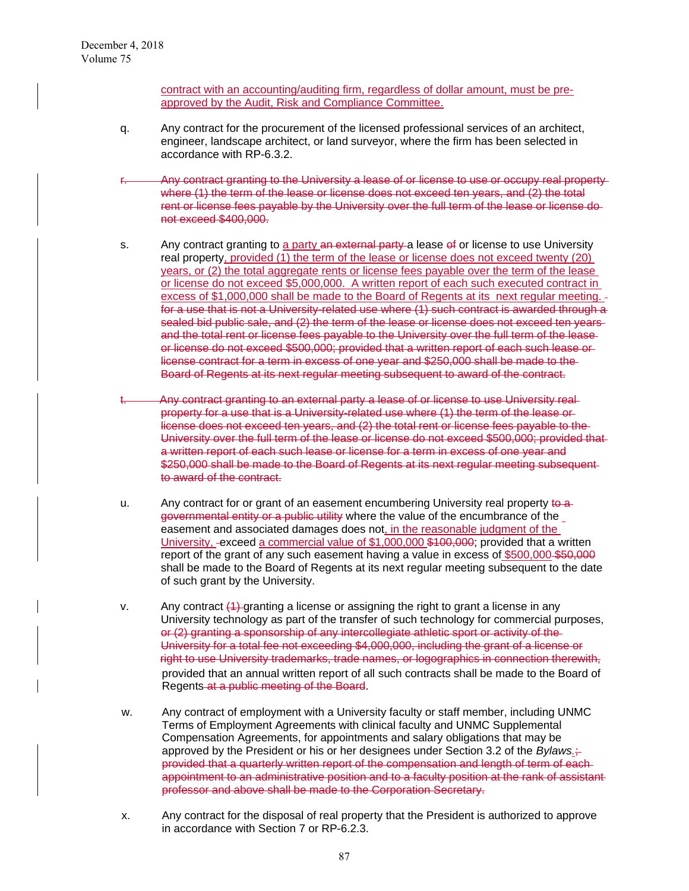contract with an accounting/auditing firm, regardless of dollar amount, must be pre-approved by the Audit, Risk and Compliance Committee.

q. Any contract for the procurement of the licensed professional services of an architect, engineer, landscape architect, or land surveyor, where the firm has been selected in accordance with RP-6.3.2.

~~r. Any contract granting to the University a lease of or license to use or occupy real property where (1) the term of the lease or license does not exceed ten years, and (2) the total rent or license fees payable by the University over the full term of the lease or license do not exceed $400,000.~~

s. Any contract granting to a party ~~an external party~~ a lease ~~of~~ or license to use University real property, provided (1) the term of the lease or license does not exceed twenty (20) years, or (2) the total aggregate rents or license fees payable over the term of the lease or license do not exceed $5,000,000. A written report of each such executed contract in excess of $1,000,000 shall be made to the Board of Regents at its next regular meeting. ~~for a use that is not a University-related use where (1) such contract is awarded through a sealed bid public sale, and (2) the term of the lease or license does not exceed ten years and the total rent or license fees payable to the University over the full term of the lease or license do not exceed $500,000; provided that a written report of each such lease or license contract for a term in excess of one year and $250,000 shall be made to the Board of Regents at its next regular meeting subsequent to award of the contract.~~

~~t. Any contract granting to an external party a lease of or license to use University real property for a use that is a University-related use where (1) the term of the lease or license does not exceed ten years, and (2) the total rent or license fees payable to the University over the full term of the lease or license do not exceed $500,000; provided that a written report of each such lease or license for a term in excess of one year and $250,000 shall be made to the Board of Regents at its next regular meeting subsequent to award of the contract.~~

u. Any contract for or grant of an easement encumbering University real property ~~to a governmental entity or a public utility~~ where the value of the encumbrance of the easement and associated damages does not, in the reasonable judgment of the University, exceed a commercial value of $1,000,000 ~~$100,000~~; provided that a written report of the grant of any such easement having a value in excess of $500,000 ~~$50,000~~ shall be made to the Board of Regents at its next regular meeting subsequent to the date of such grant by the University.

v. Any contract ~~(1)~~ granting a license or assigning the right to grant a license in any University technology as part of the transfer of such technology for commercial purposes, ~~or (2) granting a sponsorship of any intercollegiate athletic sport or activity of the University for a total fee not exceeding $4,000,000, including the grant of a license or right to use University trademarks, trade names, or logographics in connection therewith,~~ provided that an annual written report of all such contracts shall be made to the Board of Regents ~~at a public meeting of the Board~~.

w. Any contract of employment with a University faculty or staff member, including UNMC Terms of Employment Agreements with clinical faculty and UNMC Supplemental Compensation Agreements, for appointments and salary obligations that may be approved by the President or his or her designees under Section 3.2 of the *Bylaws*.~~; provided that a quarterly written report of the compensation and length of term of each appointment to an administrative position and to a faculty position at the rank of assistant professor and above shall be made to the Corporation Secretary.~~

x. Any contract for the disposal of real property that the President is authorized to approve in accordance with Section 7 or RP-6.2.3.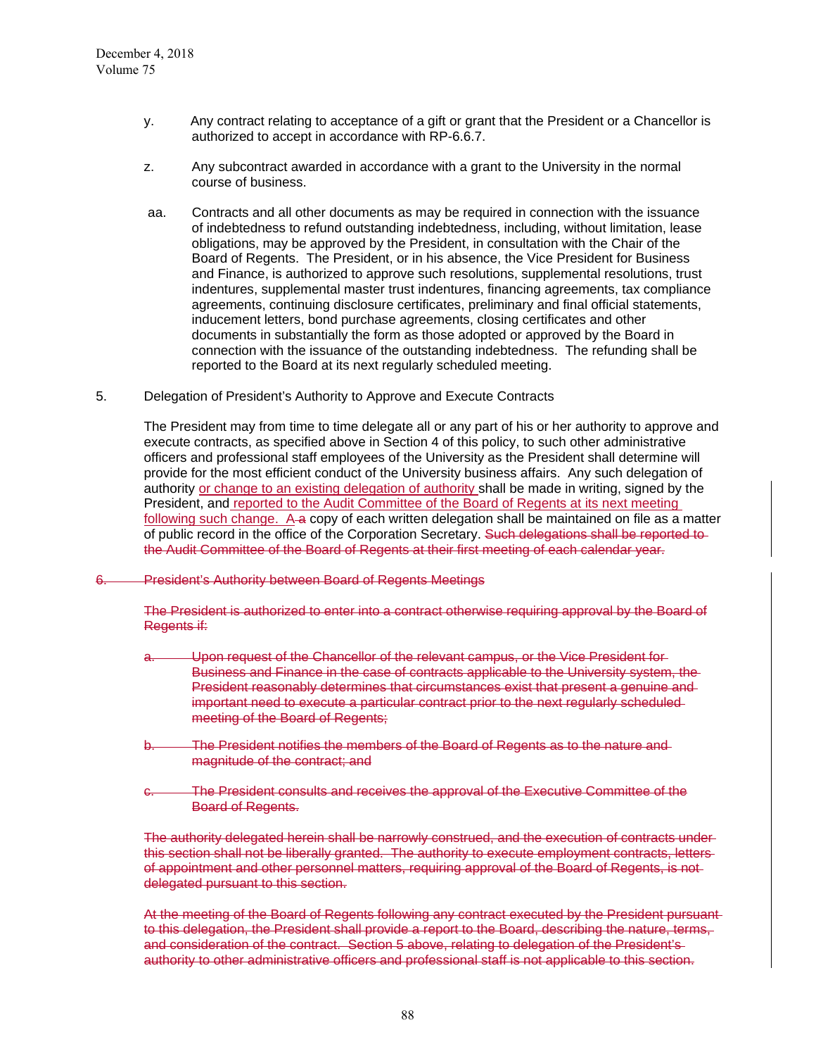y. Any contract relating to acceptance of a gift or grant that the President or a Chancellor is authorized to accept in accordance with RP-6.6.7.

z. Any subcontract awarded in accordance with a grant to the University in the normal course of business.

aa. Contracts and all other documents as may be required in connection with the issuance of indebtedness to refund outstanding indebtedness, including, without limitation, lease obligations, may be approved by the President, in consultation with the Chair of the Board of Regents. The President, or in his absence, the Vice President for Business and Finance, is authorized to approve such resolutions, supplemental resolutions, trust indentures, supplemental master trust indentures, financing agreements, tax compliance agreements, continuing disclosure certificates, preliminary and final official statements, inducement letters, bond purchase agreements, closing certificates and other documents in substantially the form as those adopted or approved by the Board in connection with the issuance of the outstanding indebtedness. The refunding shall be reported to the Board at its next regularly scheduled meeting.

5. Delegation of President's Authority to Approve and Execute Contracts

The President may from time to time delegate all or any part of his or her authority to approve and execute contracts, as specified above in Section 4 of this policy, to such other administrative officers and professional staff employees of the University as the President shall determine will provide for the most efficient conduct of the University business affairs. Any such delegation of authority <u>or change to an existing delegation of authority</u> shall be made in writing, signed by the President, and <u>reported to the Audit Committee of the Board of Regents at its next meeting following such change. A</u> ~~a~~ copy of each written delegation shall be maintained on file as a matter of public record in the office of the Corporation Secretary. ~~Such delegations shall be reported to the Audit Committee of the Board of Regents at their first meeting of each calendar year.~~

~~6. President's Authority between Board of Regents Meetings~~

~~The President is authorized to enter into a contract otherwise requiring approval by the Board of Regents if:~~

~~a. Upon request of the Chancellor of the relevant campus, or the Vice President for Business and Finance in the case of contracts applicable to the University system, the President reasonably determines that circumstances exist that present a genuine and important need to execute a particular contract prior to the next regularly scheduled meeting of the Board of Regents;~~

~~b. The President notifies the members of the Board of Regents as to the nature and magnitude of the contract; and~~

~~c. The President consults and receives the approval of the Executive Committee of the Board of Regents.~~

~~The authority delegated herein shall be narrowly construed, and the execution of contracts under this section shall not be liberally granted. The authority to execute employment contracts, letters of appointment and other personnel matters, requiring approval of the Board of Regents, is not delegated pursuant to this section.~~

~~At the meeting of the Board of Regents following any contract executed by the President pursuant to this delegation, the President shall provide a report to the Board, describing the nature, terms, and consideration of the contract. Section 5 above, relating to delegation of the President's authority to other administrative officers and professional staff is not applicable to this section.~~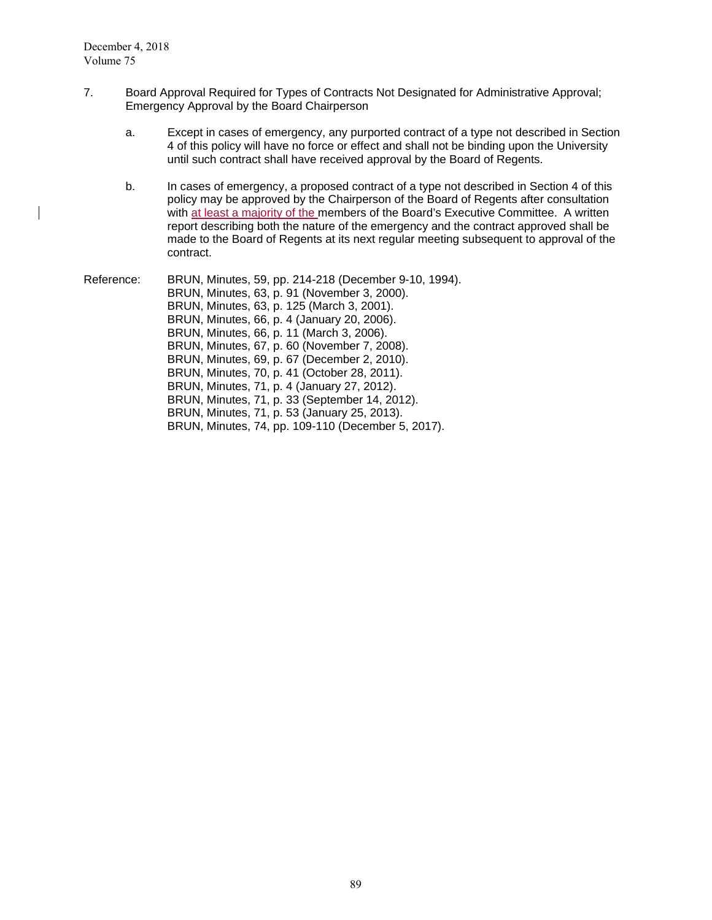7. Board Approval Required for Types of Contracts Not Designated for Administrative Approval; Emergency Approval by the Board Chairperson

   a. Except in cases of emergency, any purported contract of a type not described in Section 4 of this policy will have no force or effect and shall not be binding upon the University until such contract shall have received approval by the Board of Regents.

   b. In cases of emergency, a proposed contract of a type not described in Section 4 of this policy may be approved by the Chairperson of the Board of Regents after consultation with at least a majority of the members of the Board's Executive Committee. A written report describing both the nature of the emergency and the contract approved shall be made to the Board of Regents at its next regular meeting subsequent to approval of the contract.

Reference:
BRUN, Minutes, 59, pp. 214-218 (December 9-10, 1994).
BRUN, Minutes, 63, p. 91 (November 3, 2000).
BRUN, Minutes, 63, p. 125 (March 3, 2001).
BRUN, Minutes, 66, p. 4 (January 20, 2006).
BRUN, Minutes, 66, p. 11 (March 3, 2006).
BRUN, Minutes, 67, p. 60 (November 7, 2008).
BRUN, Minutes, 69, p. 67 (December 2, 2010).
BRUN, Minutes, 70, p. 41 (October 28, 2011).
BRUN, Minutes, 71, p. 4 (January 27, 2012).
BRUN, Minutes, 71, p. 33 (September 14, 2012).
BRUN, Minutes, 71, p. 53 (January 25, 2013).
BRUN, Minutes, 74, pp. 109-110 (December 5, 2017).